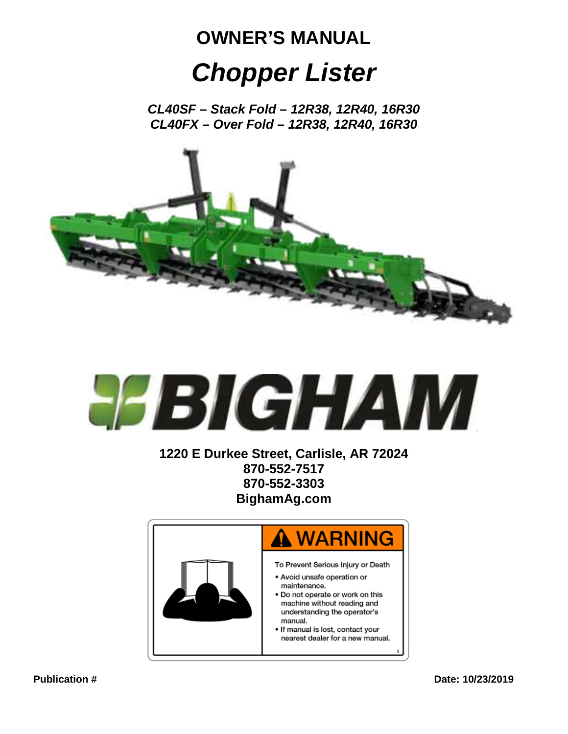# OWNER'S MANUAL

# *Chopper Lister*

***CL40SF – Stack Fold – 12R38, 12R40, 16R30***
***CL40FX – Over Fold – 12R38, 12R40, 16R30***

**BIGHAM**

**1220 E Durkee Street, Carlisle, AR 72024**
**870-552-7517**
**870-552-3303**
**BighamAg.com**

**⚠ WARNING**

To Prevent Serious Injury or Death

- Avoid unsafe operation or maintenance.
- Do not operate or work on this machine without reading and understanding the operator's manual.
- If manual is lost, contact your nearest dealer for a new manual.

**Publication #**

**Date: 10/23/2019**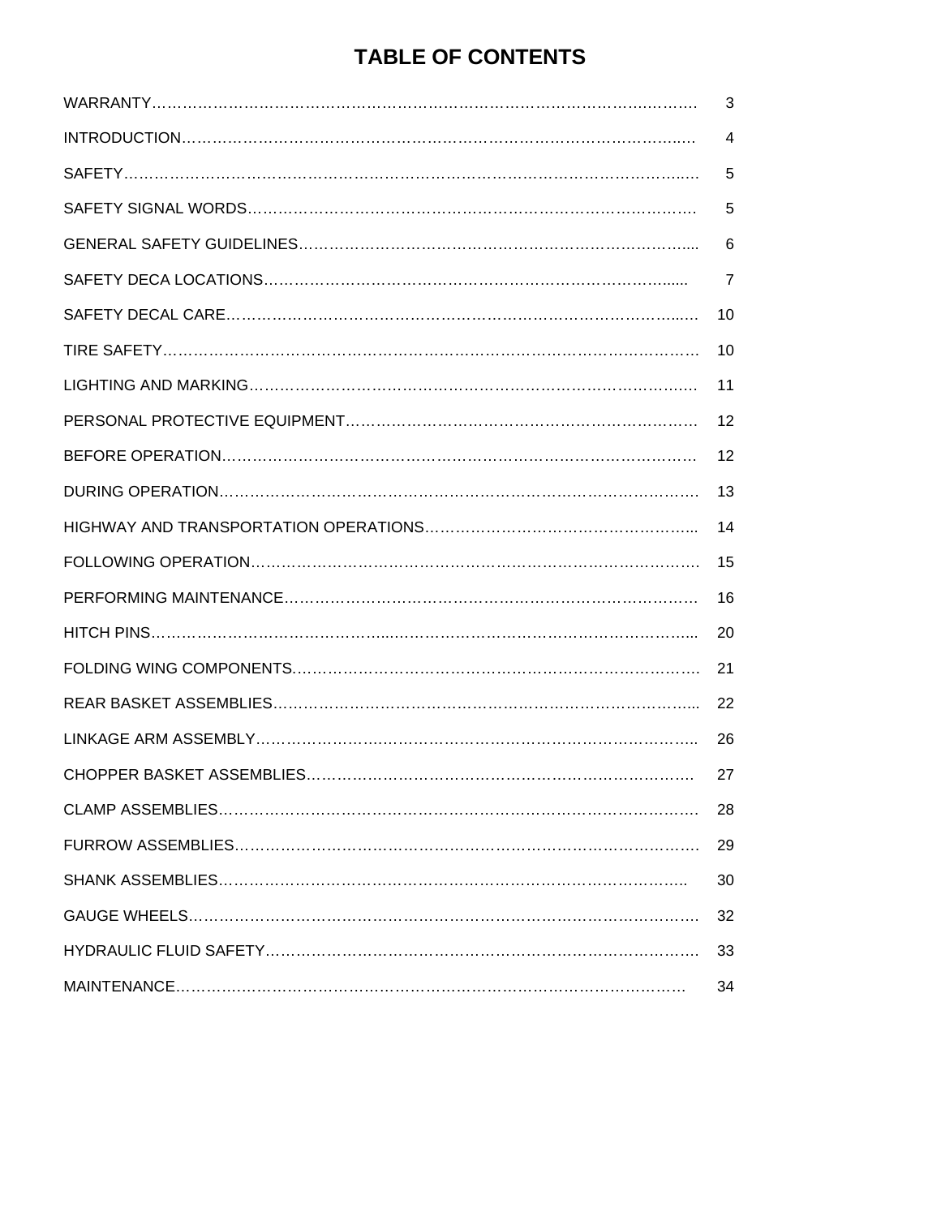# TABLE OF CONTENTS

| | |
|---|---|
| WARRANTY | 3 |
| INTRODUCTION | 4 |
| SAFETY | 5 |
| SAFETY SIGNAL WORDS | 5 |
| GENERAL SAFETY GUIDELINES | 6 |
| SAFETY DECA LOCATIONS | 7 |
| SAFETY DECAL CARE | 10 |
| TIRE SAFETY | 10 |
| LIGHTING AND MARKING | 11 |
| PERSONAL PROTECTIVE EQUIPMENT | 12 |
| BEFORE OPERATION | 12 |
| DURING OPERATION | 13 |
| HIGHWAY AND TRANSPORTATION OPERATIONS | 14 |
| FOLLOWING OPERATION | 15 |
| PERFORMING MAINTENANCE | 16 |
| HITCH PINS | 20 |
| FOLDING WING COMPONENTS | 21 |
| REAR BASKET ASSEMBLIES | 22 |
| LINKAGE ARM ASSEMBLY | 26 |
| CHOPPER BASKET ASSEMBLIES | 27 |
| CLAMP ASSEMBLIES | 28 |
| FURROW ASSEMBLIES | 29 |
| SHANK ASSEMBLIES | 30 |
| GAUGE WHEELS | 32 |
| HYDRAULIC FLUID SAFETY | 33 |
| MAINTENANCE | 34 |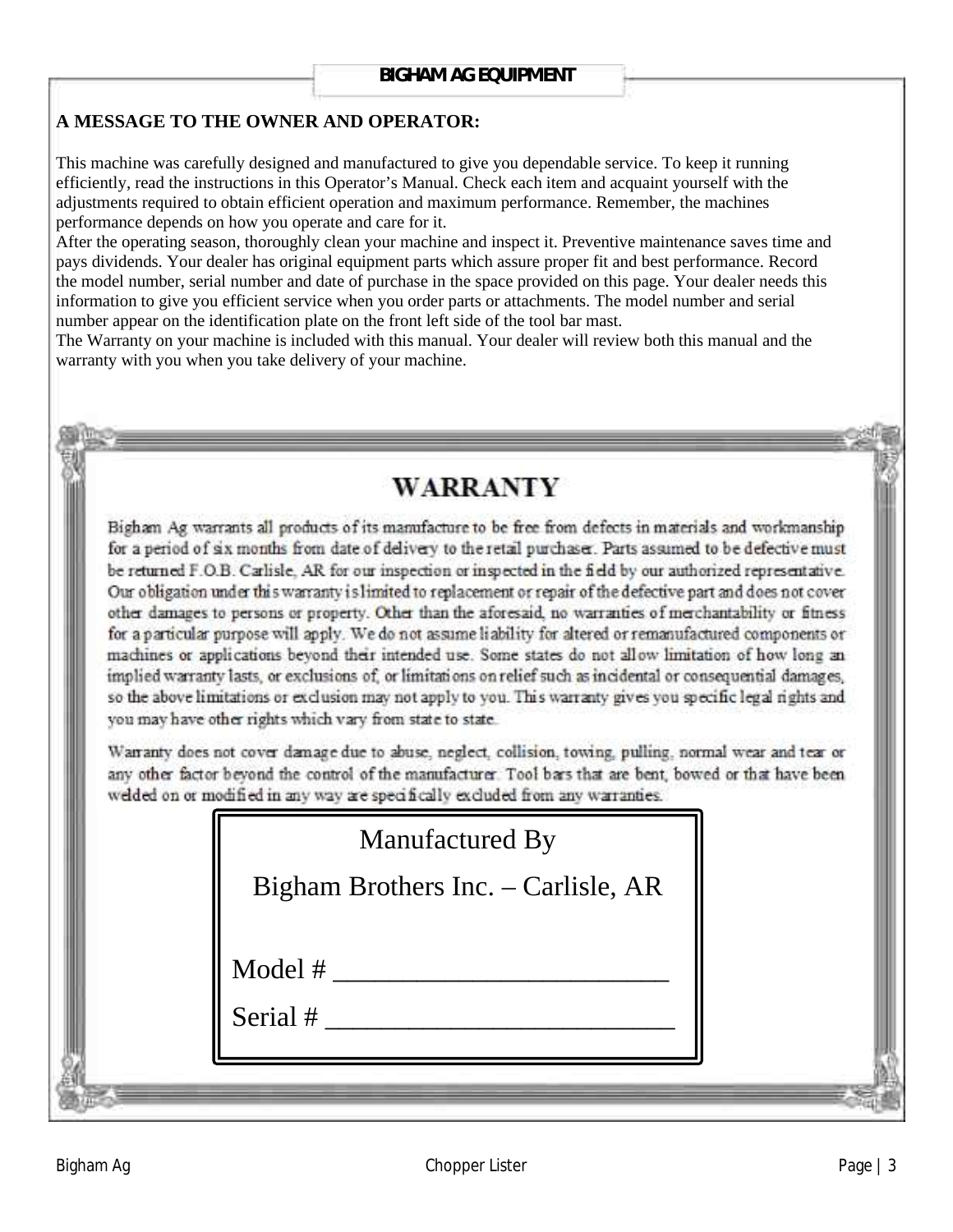**BIGHAM AG EQUIPMENT**

**A MESSAGE TO THE OWNER AND OPERATOR:**

This machine was carefully designed and manufactured to give you dependable service. To keep it running efficiently, read the instructions in this Operator's Manual. Check each item and acquaint yourself with the adjustments required to obtain efficient operation and maximum performance. Remember, the machines performance depends on how you operate and care for it.

After the operating season, thoroughly clean your machine and inspect it. Preventive maintenance saves time and pays dividends. Your dealer has original equipment parts which assure proper fit and best performance. Record the model number, serial number and date of purchase in the space provided on this page. Your dealer needs this information to give you efficient service when you order parts or attachments. The model number and serial number appear on the identification plate on the front left side of the tool bar mast.

The Warranty on your machine is included with this manual. Your dealer will review both this manual and the warranty with you when you take delivery of your machine.

# WARRANTY

Bigham Ag warrants all products of its manufacture to be free from defects in materials and workmanship for a period of six months from date of delivery to the retail purchaser. Parts assumed to be defective must be returned F.O.B. Carlisle, AR for our inspection or inspected in the field by our authorized representative. Our obligation under this warranty is limited to replacement or repair of the defective part and does not cover other damages to persons or property. Other than the aforesaid, no warranties of merchantability or fitness for a particular purpose will apply. We do not assume liability for altered or remanufactured components or machines or applications beyond their intended use. Some states do not allow limitation of how long an implied warranty lasts, or exclusions of, or limitations on relief such as incidental or consequential damages, so the above limitations or exclusion may not apply to you. This warranty gives you specific legal rights and you may have other rights which vary from state to state.

Warranty does not cover damage due to abuse, neglect, collision, towing, pulling, normal wear and tear or any other factor beyond the control of the manufacturer. Tool bars that are bent, bowed or that have been welded on or modified in any way are specifically excluded from any warranties.

Manufactured By

Bigham Brothers Inc. – Carlisle, AR

Model # ________________________

Serial # ________________________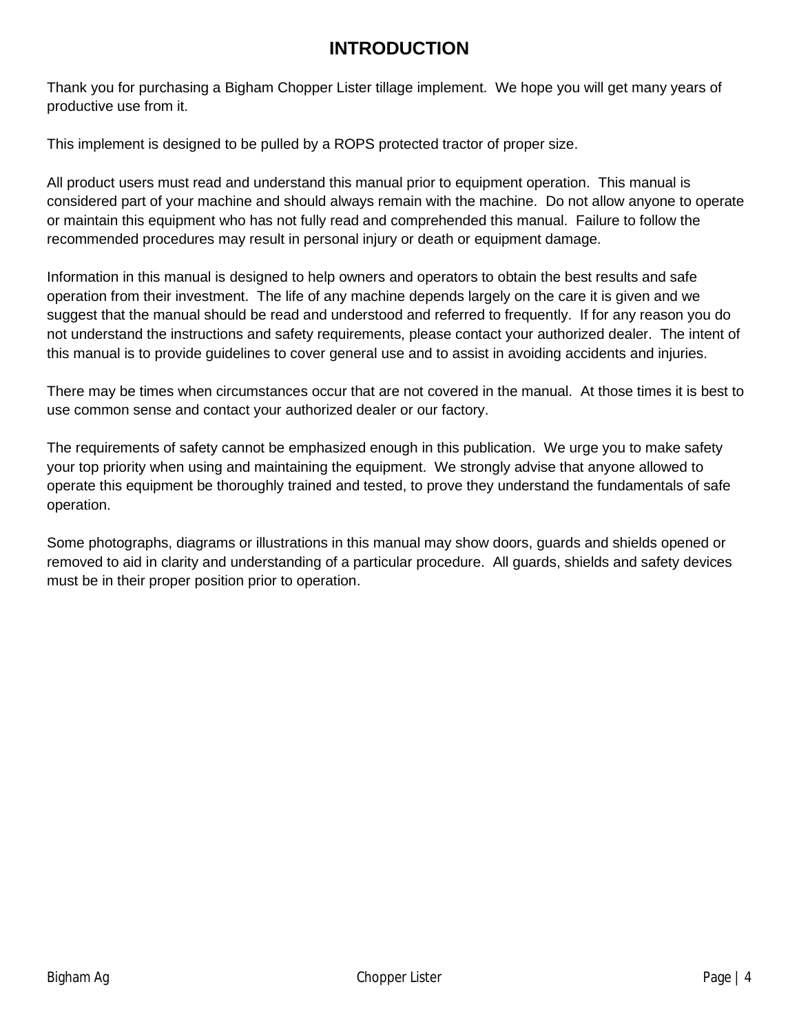# INTRODUCTION

Thank you for purchasing a Bigham Chopper Lister tillage implement. We hope you will get many years of productive use from it.

This implement is designed to be pulled by a ROPS protected tractor of proper size.

All product users must read and understand this manual prior to equipment operation. This manual is considered part of your machine and should always remain with the machine. Do not allow anyone to operate or maintain this equipment who has not fully read and comprehended this manual. Failure to follow the recommended procedures may result in personal injury or death or equipment damage.

Information in this manual is designed to help owners and operators to obtain the best results and safe operation from their investment. The life of any machine depends largely on the care it is given and we suggest that the manual should be read and understood and referred to frequently. If for any reason you do not understand the instructions and safety requirements, please contact your authorized dealer. The intent of this manual is to provide guidelines to cover general use and to assist in avoiding accidents and injuries.

There may be times when circumstances occur that are not covered in the manual. At those times it is best to use common sense and contact your authorized dealer or our factory.

The requirements of safety cannot be emphasized enough in this publication. We urge you to make safety your top priority when using and maintaining the equipment. We strongly advise that anyone allowed to operate this equipment be thoroughly trained and tested, to prove they understand the fundamentals of safe operation.

Some photographs, diagrams or illustrations in this manual may show doors, guards and shields opened or removed to aid in clarity and understanding of a particular procedure. All guards, shields and safety devices must be in their proper position prior to operation.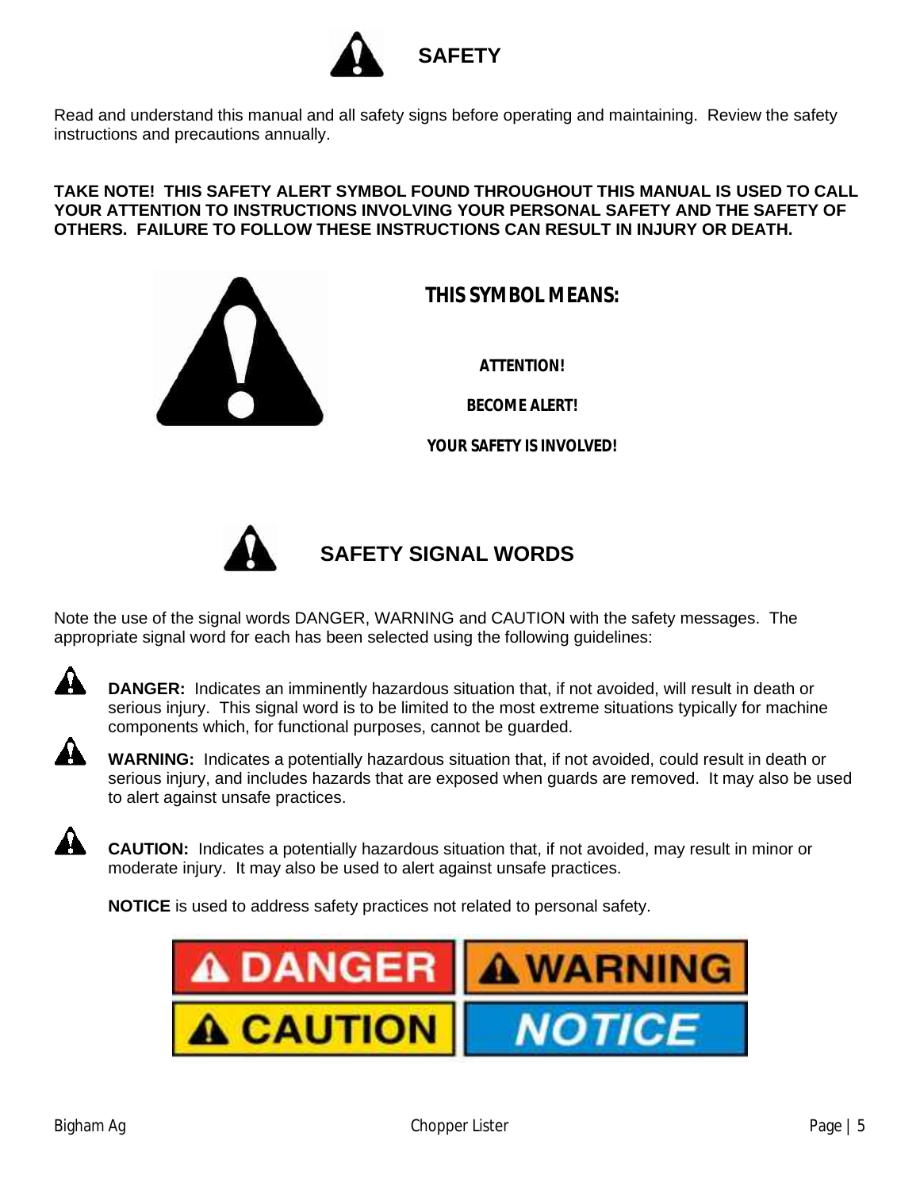# SAFETY

Read and understand this manual and all safety signs before operating and maintaining. Review the safety instructions and precautions annually.

**TAKE NOTE! THIS SAFETY ALERT SYMBOL FOUND THROUGHOUT THIS MANUAL IS USED TO CALL YOUR ATTENTION TO INSTRUCTIONS INVOLVING YOUR PERSONAL SAFETY AND THE SAFETY OF OTHERS. FAILURE TO FOLLOW THESE INSTRUCTIONS CAN RESULT IN INJURY OR DEATH.**

**THIS SYMBOL MEANS:**

**ATTENTION!**

**BECOME ALERT!**

**YOUR SAFETY IS INVOLVED!**

## SAFETY SIGNAL WORDS

Note the use of the signal words DANGER, WARNING and CAUTION with the safety messages. The appropriate signal word for each has been selected using the following guidelines:

**DANGER:** Indicates an imminently hazardous situation that, if not avoided, will result in death or serious injury. This signal word is to be limited to the most extreme situations typically for machine components which, for functional purposes, cannot be guarded.

**WARNING:** Indicates a potentially hazardous situation that, if not avoided, could result in death or serious injury, and includes hazards that are exposed when guards are removed. It may also be used to alert against unsafe practices.

**CAUTION:** Indicates a potentially hazardous situation that, if not avoided, may result in minor or moderate injury. It may also be used to alert against unsafe practices.

**NOTICE** is used to address safety practices not related to personal safety.

DANGER | WARNING | CAUTION | NOTICE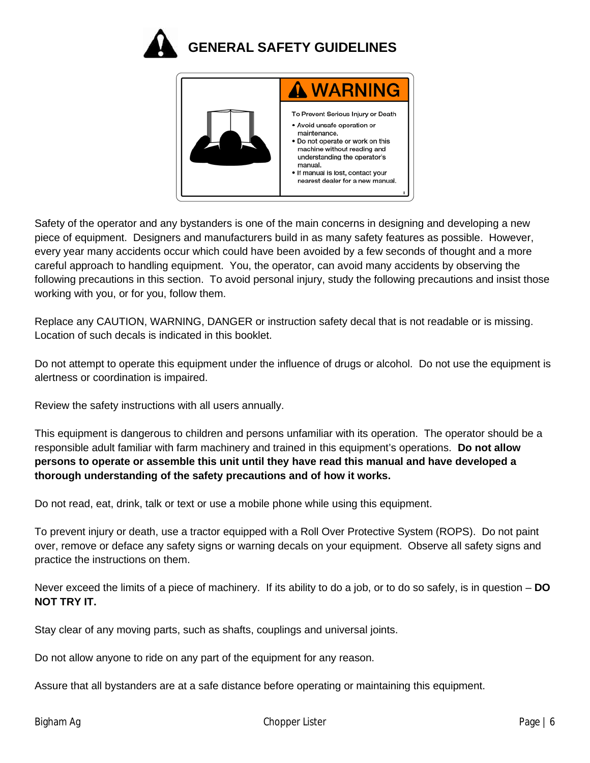# GENERAL SAFETY GUIDELINES

**WARNING**

To Prevent Serious Injury or Death

- Avoid unsafe operation or maintenance.
- Do not operate or work on this machine without reading and understanding the operator's manual.
- If manual is lost, contact your nearest dealer for a new manual.

Safety of the operator and any bystanders is one of the main concerns in designing and developing a new piece of equipment. Designers and manufacturers build in as many safety features as possible. However, every year many accidents occur which could have been avoided by a few seconds of thought and a more careful approach to handling equipment. You, the operator, can avoid many accidents by observing the following precautions in this section. To avoid personal injury, study the following precautions and insist those working with you, or for you, follow them.

Replace any CAUTION, WARNING, DANGER or instruction safety decal that is not readable or is missing. Location of such decals is indicated in this booklet.

Do not attempt to operate this equipment under the influence of drugs or alcohol. Do not use the equipment is alertness or coordination is impaired.

Review the safety instructions with all users annually.

This equipment is dangerous to children and persons unfamiliar with its operation. The operator should be a responsible adult familiar with farm machinery and trained in this equipment's operations. **Do not allow persons to operate or assemble this unit until they have read this manual and have developed a thorough understanding of the safety precautions and of how it works.**

Do not read, eat, drink, talk or text or use a mobile phone while using this equipment.

To prevent injury or death, use a tractor equipped with a Roll Over Protective System (ROPS). Do not paint over, remove or deface any safety signs or warning decals on your equipment. Observe all safety signs and practice the instructions on them.

Never exceed the limits of a piece of machinery. If its ability to do a job, or to do so safely, is in question – **DO NOT TRY IT.**

Stay clear of any moving parts, such as shafts, couplings and universal joints.

Do not allow anyone to ride on any part of the equipment for any reason.

Assure that all bystanders are at a safe distance before operating or maintaining this equipment.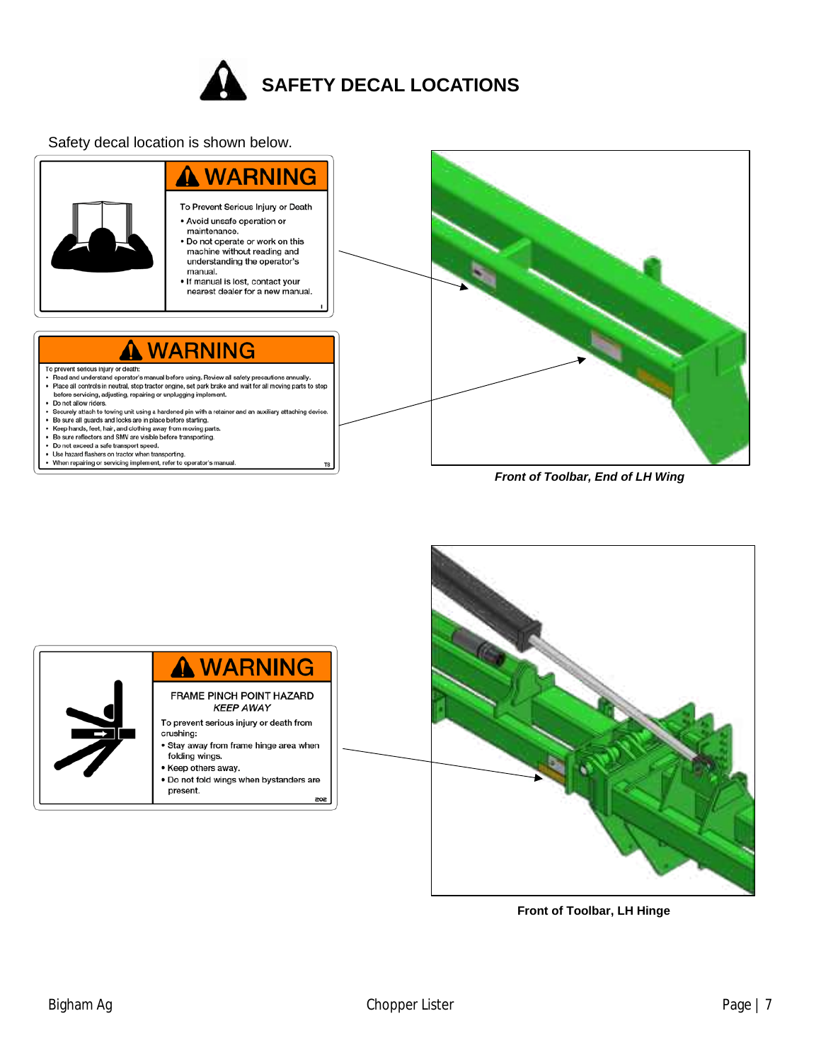# SAFETY DECAL LOCATIONS

Safety decal location is shown below.

**WARNING**

To Prevent Serious Injury or Death

- Avoid unsafe operation or maintenance.
- Do not operate or work on this machine without reading and understanding the operator's manual.
- If manual is lost, contact your nearest dealer for a new manual.

**WARNING**

To prevent serious injury or death:

- Read and understand operator's manual before using. Review all safety precautions annually.
- Place all controls in neutral, stop tractor engine, set park brake and wait for all moving parts to stop before servicing, adjusting, repairing or unplugging implement.
- Do not allow riders.
- Securely attach to towing unit using a hardened pin with a retainer and an auxiliary attaching device.
- Be sure all guards and locks are in place before starting.
- Keep hands, feet, hair, and clothing away from moving parts.
- Be sure reflectors and SMV are visible before transporting.
- Do not exceed a safe transport speed.
- Use hazard flashers on tractor when transporting.
- When repairing or servicing implement, refer to operator's manual.

*Front of Toolbar, End of LH Wing*

**WARNING**

FRAME PINCH POINT HAZARD
*KEEP AWAY*

To prevent serious injury or death from crushing:

- Stay away from frame hinge area when folding wings.
- Keep others away.
- Do not fold wings when bystanders are present.

**Front of Toolbar, LH Hinge**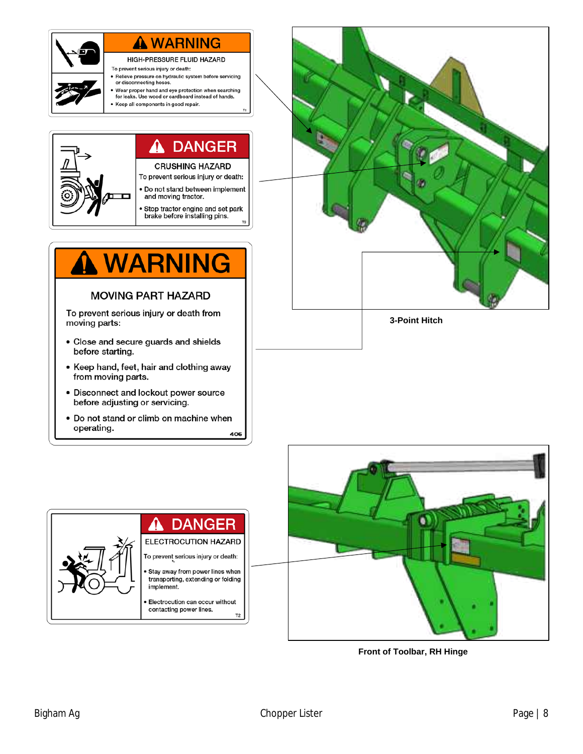**⚠ WARNING**

HIGH-PRESSURE FLUID HAZARD

To prevent serious injury or death:

- Relieve pressure on hydraulic system before servicing or disconnecting hoses.
- Wear proper hand and eye protection when searching for leaks. Use wood or cardboard instead of hands.
- Keep all components in good repair.

**⚠ DANGER**

CRUSHING HAZARD

To prevent serious injury or death:

- Do not stand between implement and moving tractor.
- Stop tractor engine and set park brake before installing pins.

**⚠ WARNING**

MOVING PART HAZARD

To prevent serious injury or death from moving parts:

- Close and secure guards and shields before starting.
- Keep hand, feet, hair and clothing away from moving parts.
- Disconnect and lockout power source before adjusting or servicing.
- Do not stand or climb on machine when operating.

**3-Point Hitch**

**⚠ DANGER**

ELECTROCUTION HAZARD

To prevent serious injury or death:

- Stay away from power lines when transporting, extending or folding implement.
- Electrocution can occur without contacting power lines.

**Front of Toolbar, RH Hinge**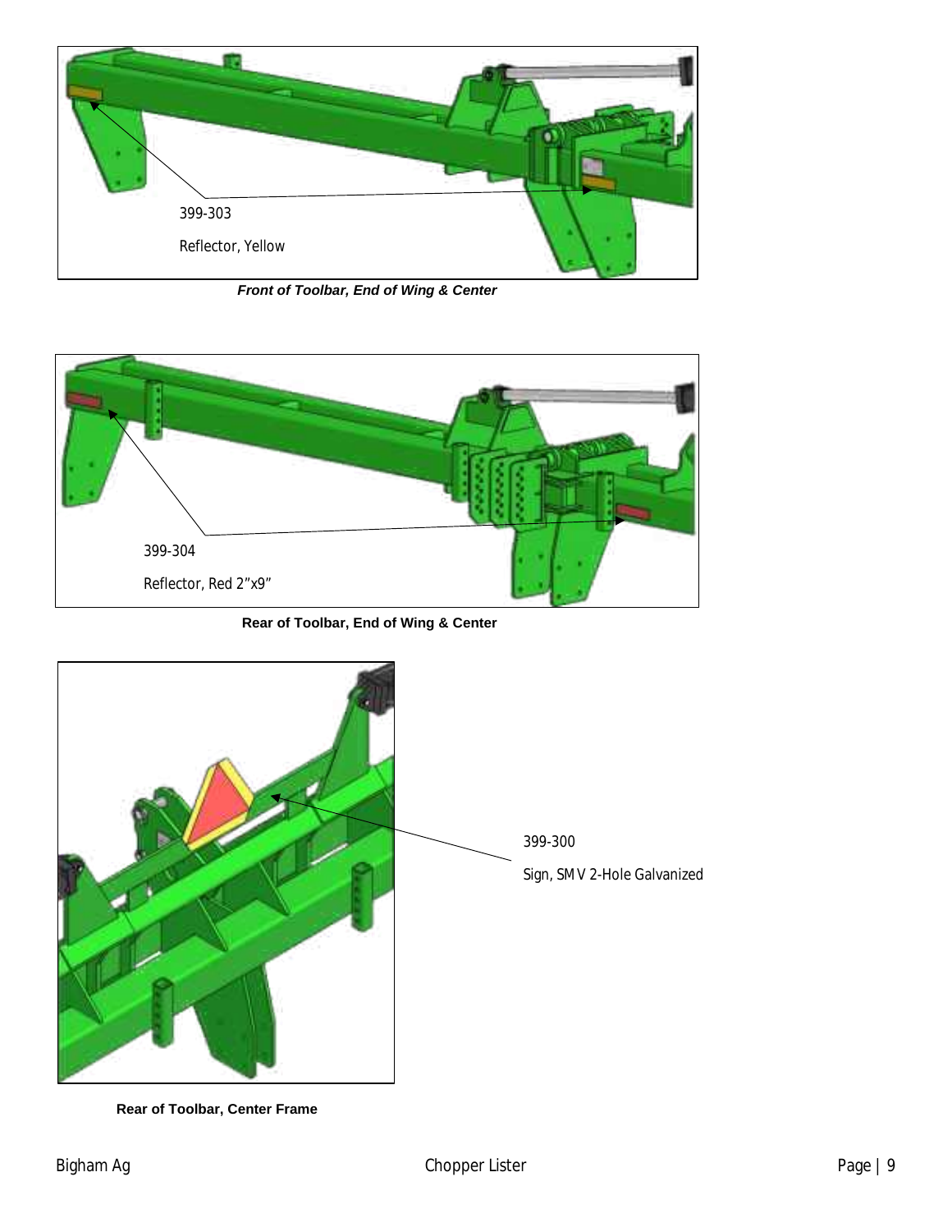399-303

Reflector, Yellow

***Front of Toolbar, End of Wing & Center***

399-304

Reflector, Red 2”x9”

**Rear of Toolbar, End of Wing & Center**

399-300

Sign, SMV 2-Hole Galvanized

**Rear of Toolbar, Center Frame**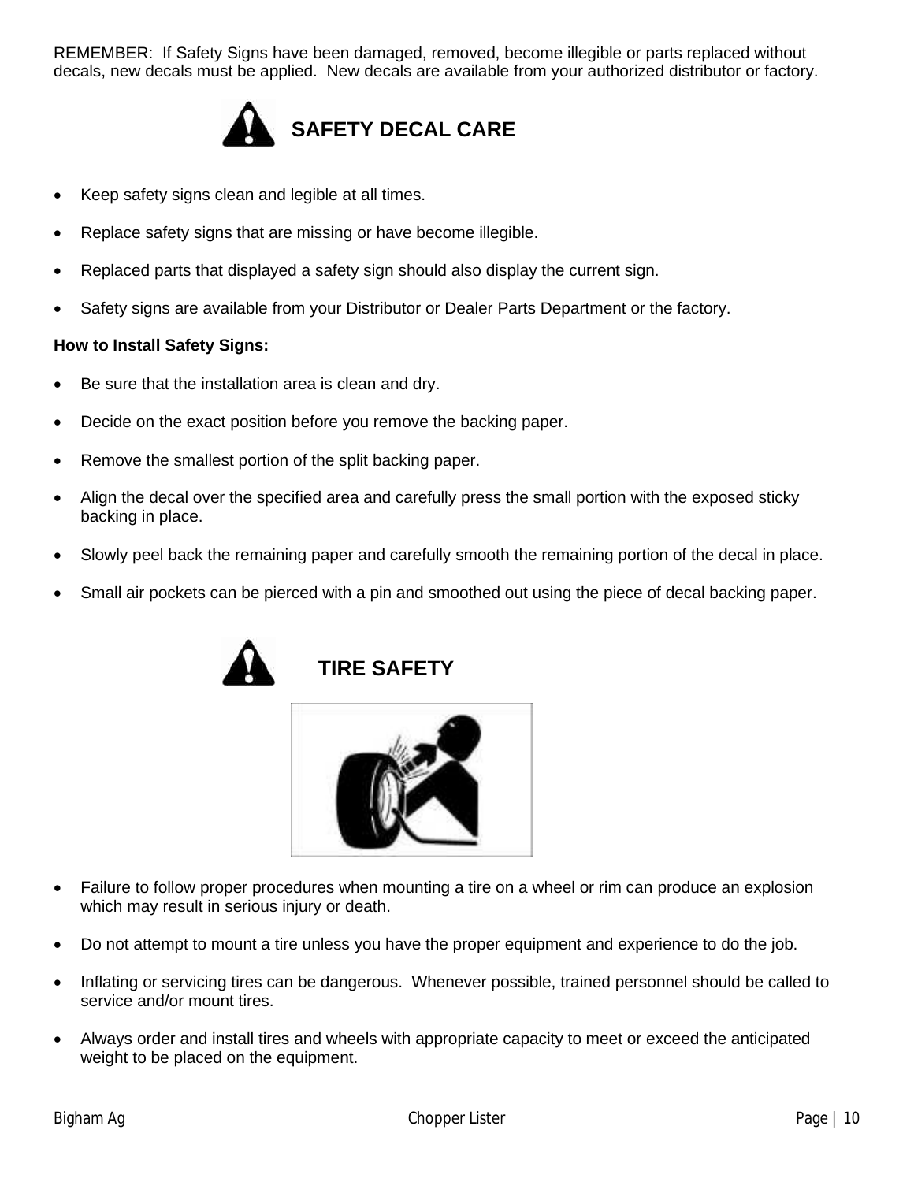REMEMBER: If Safety Signs have been damaged, removed, become illegible or parts replaced without decals, new decals must be applied. New decals are available from your authorized distributor or factory.

## SAFETY DECAL CARE

- Keep safety signs clean and legible at all times.
- Replace safety signs that are missing or have become illegible.
- Replaced parts that displayed a safety sign should also display the current sign.
- Safety signs are available from your Distributor or Dealer Parts Department or the factory.

**How to Install Safety Signs:**

- Be sure that the installation area is clean and dry.
- Decide on the exact position before you remove the backing paper.
- Remove the smallest portion of the split backing paper.
- Align the decal over the specified area and carefully press the small portion with the exposed sticky backing in place.
- Slowly peel back the remaining paper and carefully smooth the remaining portion of the decal in place.
- Small air pockets can be pierced with a pin and smoothed out using the piece of decal backing paper.

## TIRE SAFETY

- Failure to follow proper procedures when mounting a tire on a wheel or rim can produce an explosion which may result in serious injury or death.
- Do not attempt to mount a tire unless you have the proper equipment and experience to do the job.
- Inflating or servicing tires can be dangerous. Whenever possible, trained personnel should be called to service and/or mount tires.
- Always order and install tires and wheels with appropriate capacity to meet or exceed the anticipated weight to be placed on the equipment.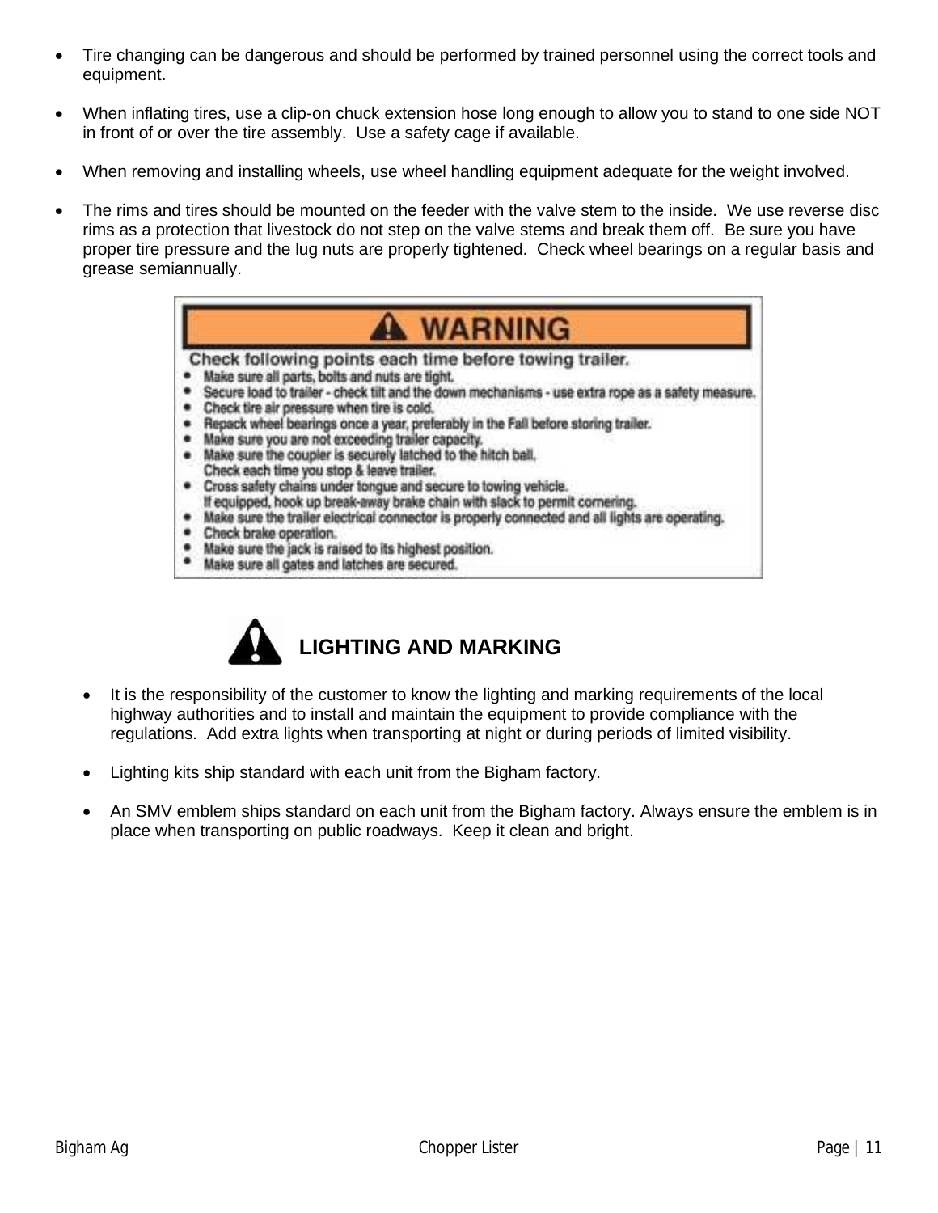- Tire changing can be dangerous and should be performed by trained personnel using the correct tools and equipment.
- When inflating tires, use a clip-on chuck extension hose long enough to allow you to stand to one side NOT in front of or over the tire assembly. Use a safety cage if available.
- When removing and installing wheels, use wheel handling equipment adequate for the weight involved.
- The rims and tires should be mounted on the feeder with the valve stem to the inside. We use reverse disc rims as a protection that livestock do not step on the valve stems and break them off. Be sure you have proper tire pressure and the lug nuts are properly tightened. Check wheel bearings on a regular basis and grease semiannually.

**⚠ WARNING**

**Check following points each time before towing trailer.**

- Make sure all parts, bolts and nuts are tight.
- Secure load to trailer - check tilt and the down mechanisms - use extra rope as a safety measure.
- Check tire air pressure when tire is cold.
- Repack wheel bearings once a year, preferably in the Fall before storing trailer.
- Make sure you are not exceeding trailer capacity.
- Make sure the coupler is securely latched to the hitch ball.
  Check each time you stop & leave trailer.
- Cross safety chains under tongue and secure to towing vehicle.
  If equipped, hook up break-away brake chain with slack to permit cornering.
- Make sure the trailer electrical connector is properly connected and all lights are operating.
- Check brake operation.
- Make sure the jack is raised to its highest position.
- Make sure all gates and latches are secured.

## LIGHTING AND MARKING

- It is the responsibility of the customer to know the lighting and marking requirements of the local highway authorities and to install and maintain the equipment to provide compliance with the regulations. Add extra lights when transporting at night or during periods of limited visibility.
- Lighting kits ship standard with each unit from the Bigham factory.
- An SMV emblem ships standard on each unit from the Bigham factory. Always ensure the emblem is in place when transporting on public roadways. Keep it clean and bright.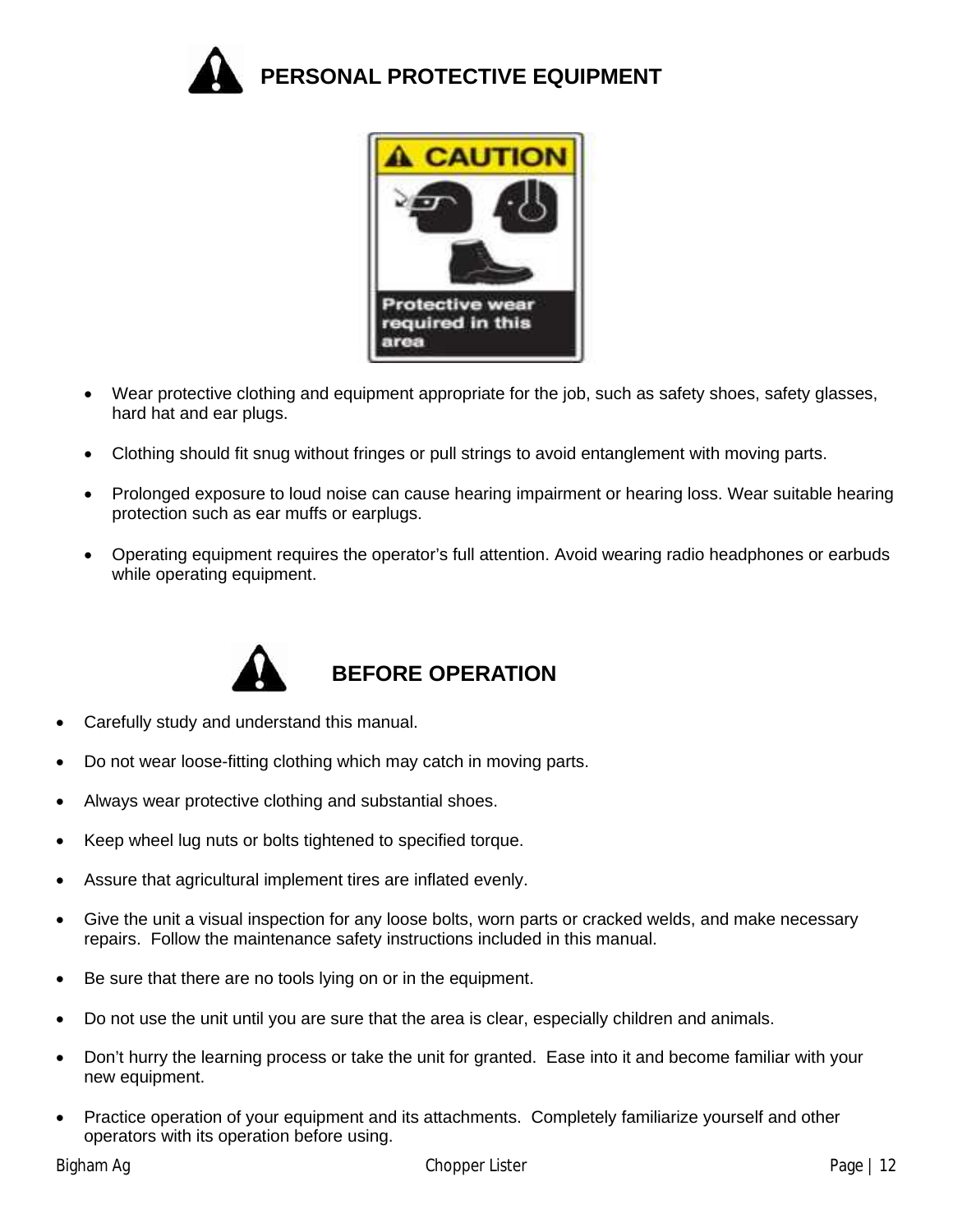## PERSONAL PROTECTIVE EQUIPMENT

- Wear protective clothing and equipment appropriate for the job, such as safety shoes, safety glasses, hard hat and ear plugs.
- Clothing should fit snug without fringes or pull strings to avoid entanglement with moving parts.
- Prolonged exposure to loud noise can cause hearing impairment or hearing loss. Wear suitable hearing protection such as ear muffs or earplugs.
- Operating equipment requires the operator's full attention. Avoid wearing radio headphones or earbuds while operating equipment.

## BEFORE OPERATION

- Carefully study and understand this manual.
- Do not wear loose-fitting clothing which may catch in moving parts.
- Always wear protective clothing and substantial shoes.
- Keep wheel lug nuts or bolts tightened to specified torque.
- Assure that agricultural implement tires are inflated evenly.
- Give the unit a visual inspection for any loose bolts, worn parts or cracked welds, and make necessary repairs. Follow the maintenance safety instructions included in this manual.
- Be sure that there are no tools lying on or in the equipment.
- Do not use the unit until you are sure that the area is clear, especially children and animals.
- Don't hurry the learning process or take the unit for granted. Ease into it and become familiar with your new equipment.
- Practice operation of your equipment and its attachments. Completely familiarize yourself and other operators with its operation before using.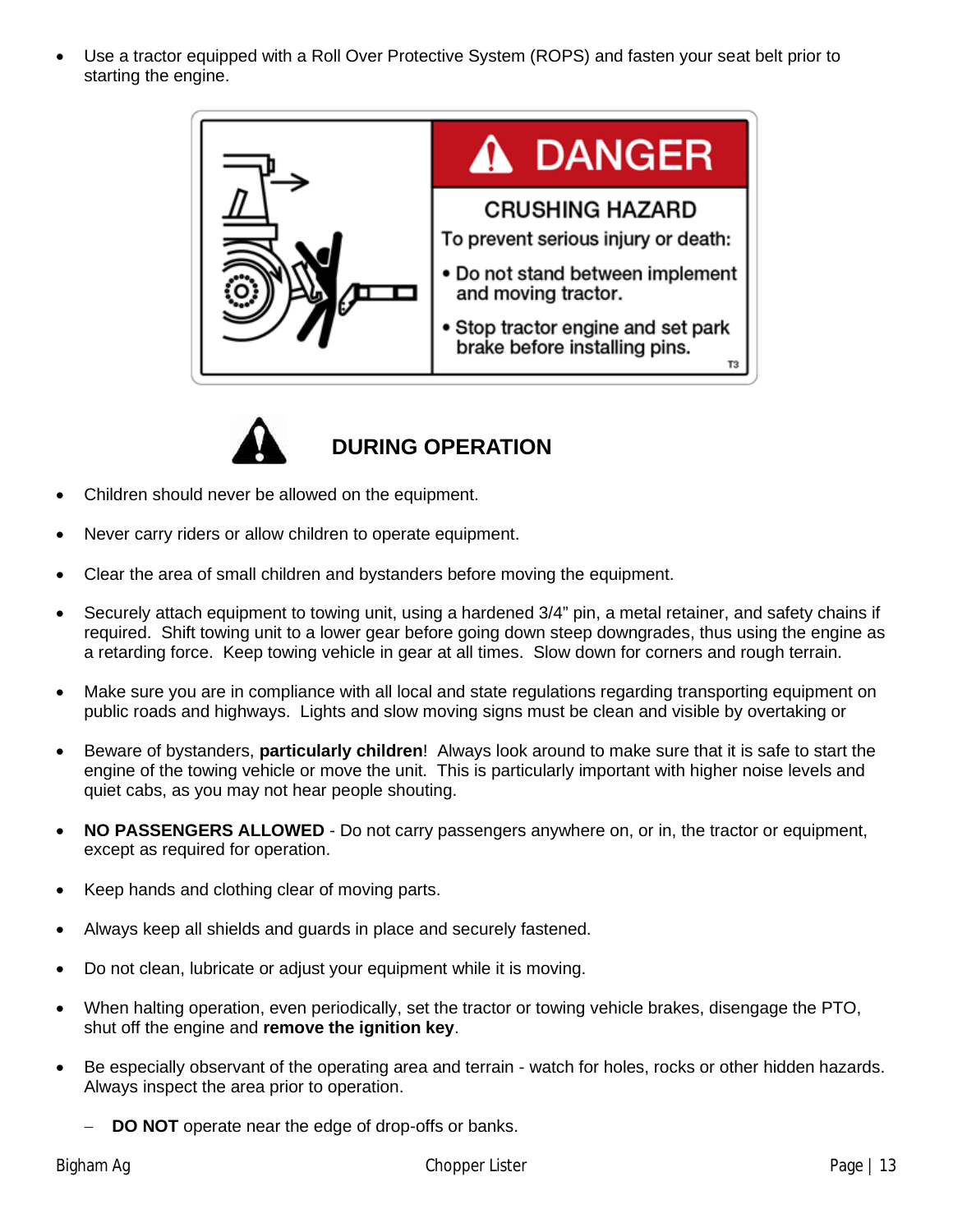- Use a tractor equipped with a Roll Over Protective System (ROPS) and fasten your seat belt prior to starting the engine.

**DANGER**

**CRUSHING HAZARD**

To prevent serious injury or death:

- Do not stand between implement and moving tractor.
- Stop tractor engine and set park brake before installing pins.

T3

## DURING OPERATION

- Children should never be allowed on the equipment.
- Never carry riders or allow children to operate equipment.
- Clear the area of small children and bystanders before moving the equipment.
- Securely attach equipment to towing unit, using a hardened 3/4" pin, a metal retainer, and safety chains if required. Shift towing unit to a lower gear before going down steep downgrades, thus using the engine as a retarding force. Keep towing vehicle in gear at all times. Slow down for corners and rough terrain.
- Make sure you are in compliance with all local and state regulations regarding transporting equipment on public roads and highways. Lights and slow moving signs must be clean and visible by overtaking or
- Beware of bystanders, **particularly children**! Always look around to make sure that it is safe to start the engine of the towing vehicle or move the unit. This is particularly important with higher noise levels and quiet cabs, as you may not hear people shouting.
- **NO PASSENGERS ALLOWED** - Do not carry passengers anywhere on, or in, the tractor or equipment, except as required for operation.
- Keep hands and clothing clear of moving parts.
- Always keep all shields and guards in place and securely fastened.
- Do not clean, lubricate or adjust your equipment while it is moving.
- When halting operation, even periodically, set the tractor or towing vehicle brakes, disengage the PTO, shut off the engine and **remove the ignition key**.
- Be especially observant of the operating area and terrain - watch for holes, rocks or other hidden hazards. Always inspect the area prior to operation.
  - **DO NOT** operate near the edge of drop-offs or banks.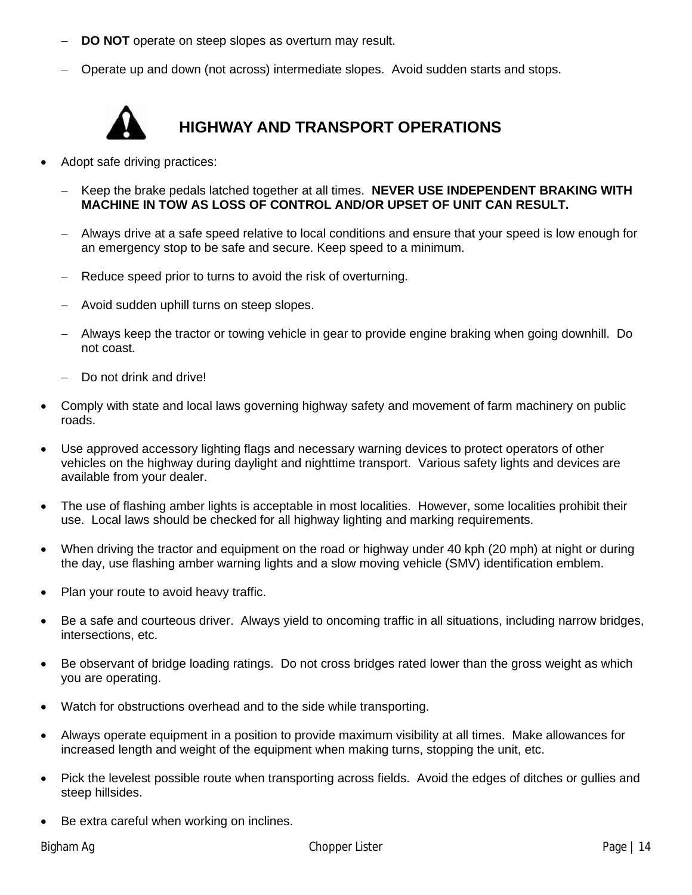- **DO NOT** operate on steep slopes as overturn may result.
- Operate up and down (not across) intermediate slopes. Avoid sudden starts and stops.

## HIGHWAY AND TRANSPORT OPERATIONS

- Adopt safe driving practices:
  - Keep the brake pedals latched together at all times. **NEVER USE INDEPENDENT BRAKING WITH MACHINE IN TOW AS LOSS OF CONTROL AND/OR UPSET OF UNIT CAN RESULT.**
  - Always drive at a safe speed relative to local conditions and ensure that your speed is low enough for an emergency stop to be safe and secure. Keep speed to a minimum.
  - Reduce speed prior to turns to avoid the risk of overturning.
  - Avoid sudden uphill turns on steep slopes.
  - Always keep the tractor or towing vehicle in gear to provide engine braking when going downhill. Do not coast.
  - Do not drink and drive!
- Comply with state and local laws governing highway safety and movement of farm machinery on public roads.
- Use approved accessory lighting flags and necessary warning devices to protect operators of other vehicles on the highway during daylight and nighttime transport. Various safety lights and devices are available from your dealer.
- The use of flashing amber lights is acceptable in most localities. However, some localities prohibit their use. Local laws should be checked for all highway lighting and marking requirements.
- When driving the tractor and equipment on the road or highway under 40 kph (20 mph) at night or during the day, use flashing amber warning lights and a slow moving vehicle (SMV) identification emblem.
- Plan your route to avoid heavy traffic.
- Be a safe and courteous driver. Always yield to oncoming traffic in all situations, including narrow bridges, intersections, etc.
- Be observant of bridge loading ratings. Do not cross bridges rated lower than the gross weight as which you are operating.
- Watch for obstructions overhead and to the side while transporting.
- Always operate equipment in a position to provide maximum visibility at all times. Make allowances for increased length and weight of the equipment when making turns, stopping the unit, etc.
- Pick the levelest possible route when transporting across fields. Avoid the edges of ditches or gullies and steep hillsides.
- Be extra careful when working on inclines.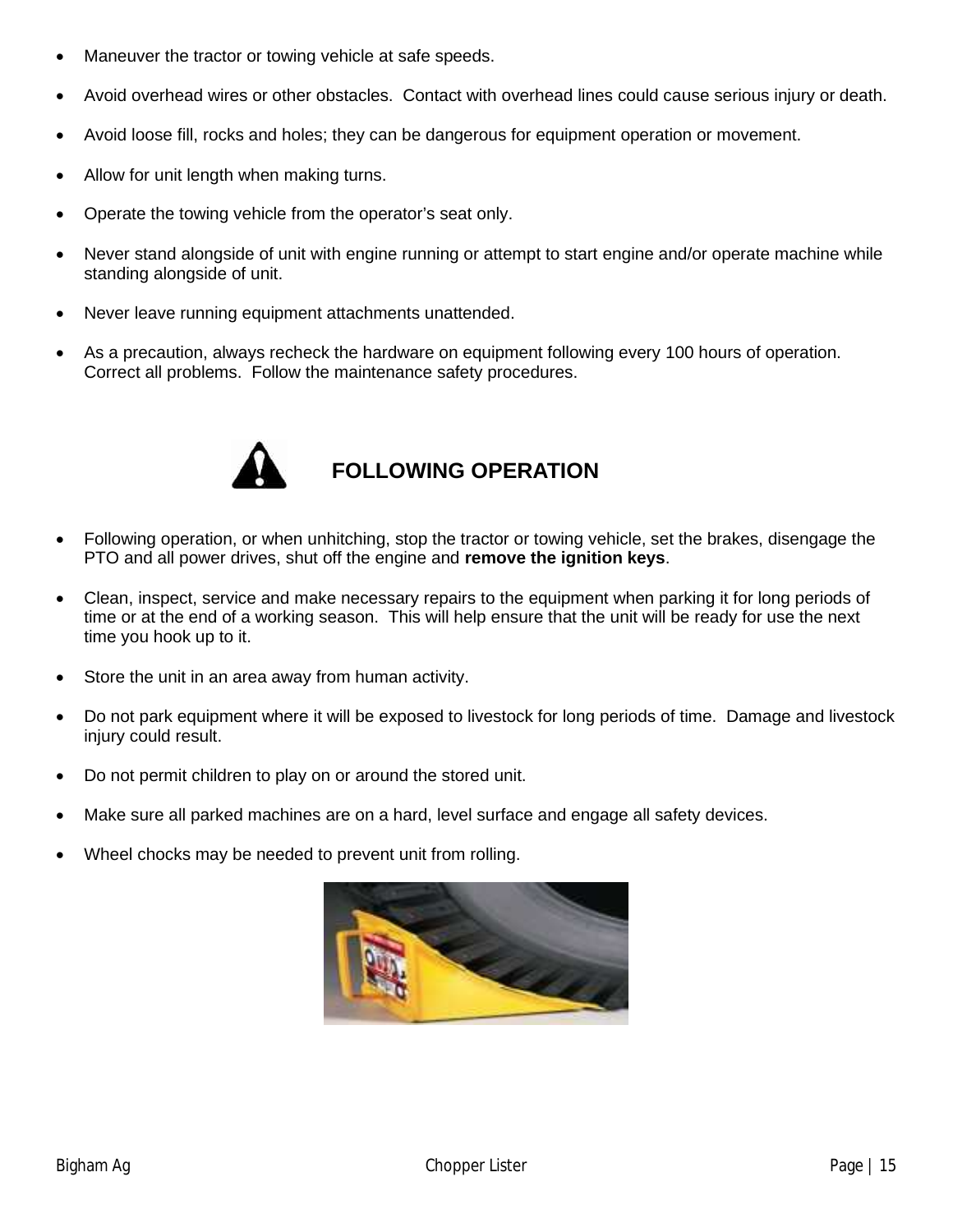- Maneuver the tractor or towing vehicle at safe speeds.
- Avoid overhead wires or other obstacles. Contact with overhead lines could cause serious injury or death.
- Avoid loose fill, rocks and holes; they can be dangerous for equipment operation or movement.
- Allow for unit length when making turns.
- Operate the towing vehicle from the operator's seat only.
- Never stand alongside of unit with engine running or attempt to start engine and/or operate machine while standing alongside of unit.
- Never leave running equipment attachments unattended.
- As a precaution, always recheck the hardware on equipment following every 100 hours of operation. Correct all problems. Follow the maintenance safety procedures.

## FOLLOWING OPERATION

- Following operation, or when unhitching, stop the tractor or towing vehicle, set the brakes, disengage the PTO and all power drives, shut off the engine and **remove the ignition keys**.
- Clean, inspect, service and make necessary repairs to the equipment when parking it for long periods of time or at the end of a working season. This will help ensure that the unit will be ready for use the next time you hook up to it.
- Store the unit in an area away from human activity.
- Do not park equipment where it will be exposed to livestock for long periods of time. Damage and livestock injury could result.
- Do not permit children to play on or around the stored unit.
- Make sure all parked machines are on a hard, level surface and engage all safety devices.
- Wheel chocks may be needed to prevent unit from rolling.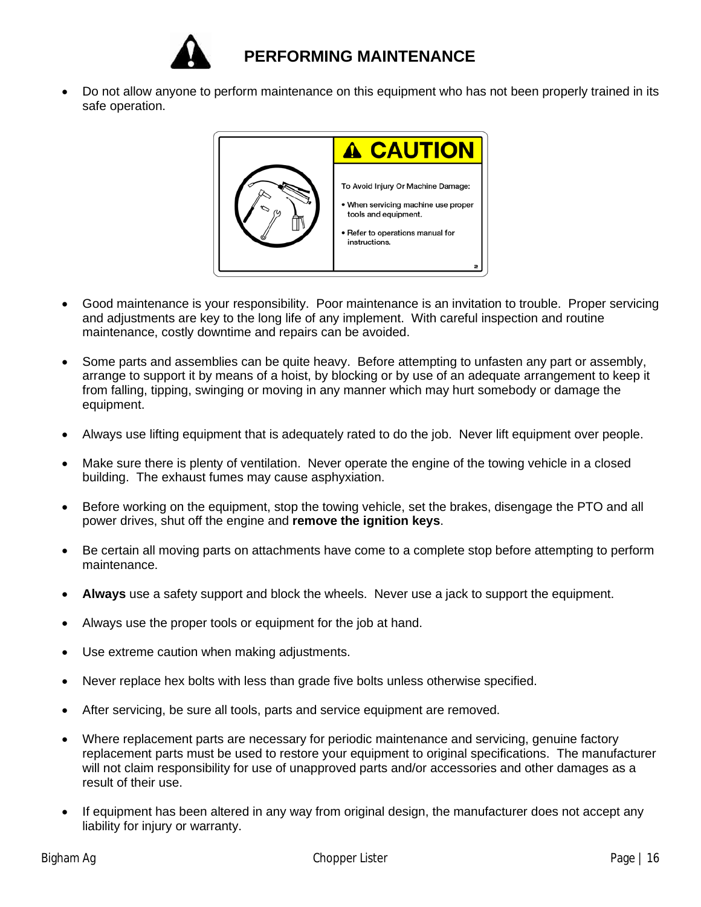## PERFORMING MAINTENANCE

- Do not allow anyone to perform maintenance on this equipment who has not been properly trained in its safe operation.

**CAUTION**

To Avoid Injury Or Machine Damage:

- When servicing machine use proper tools and equipment.
- Refer to operations manual for instructions.

- Good maintenance is your responsibility. Poor maintenance is an invitation to trouble. Proper servicing and adjustments are key to the long life of any implement. With careful inspection and routine maintenance, costly downtime and repairs can be avoided.
- Some parts and assemblies can be quite heavy. Before attempting to unfasten any part or assembly, arrange to support it by means of a hoist, by blocking or by use of an adequate arrangement to keep it from falling, tipping, swinging or moving in any manner which may hurt somebody or damage the equipment.
- Always use lifting equipment that is adequately rated to do the job. Never lift equipment over people.
- Make sure there is plenty of ventilation. Never operate the engine of the towing vehicle in a closed building. The exhaust fumes may cause asphyxiation.
- Before working on the equipment, stop the towing vehicle, set the brakes, disengage the PTO and all power drives, shut off the engine and **remove the ignition keys**.
- Be certain all moving parts on attachments have come to a complete stop before attempting to perform maintenance.
- **Always** use a safety support and block the wheels. Never use a jack to support the equipment.
- Always use the proper tools or equipment for the job at hand.
- Use extreme caution when making adjustments.
- Never replace hex bolts with less than grade five bolts unless otherwise specified.
- After servicing, be sure all tools, parts and service equipment are removed.
- Where replacement parts are necessary for periodic maintenance and servicing, genuine factory replacement parts must be used to restore your equipment to original specifications. The manufacturer will not claim responsibility for use of unapproved parts and/or accessories and other damages as a result of their use.
- If equipment has been altered in any way from original design, the manufacturer does not accept any liability for injury or warranty.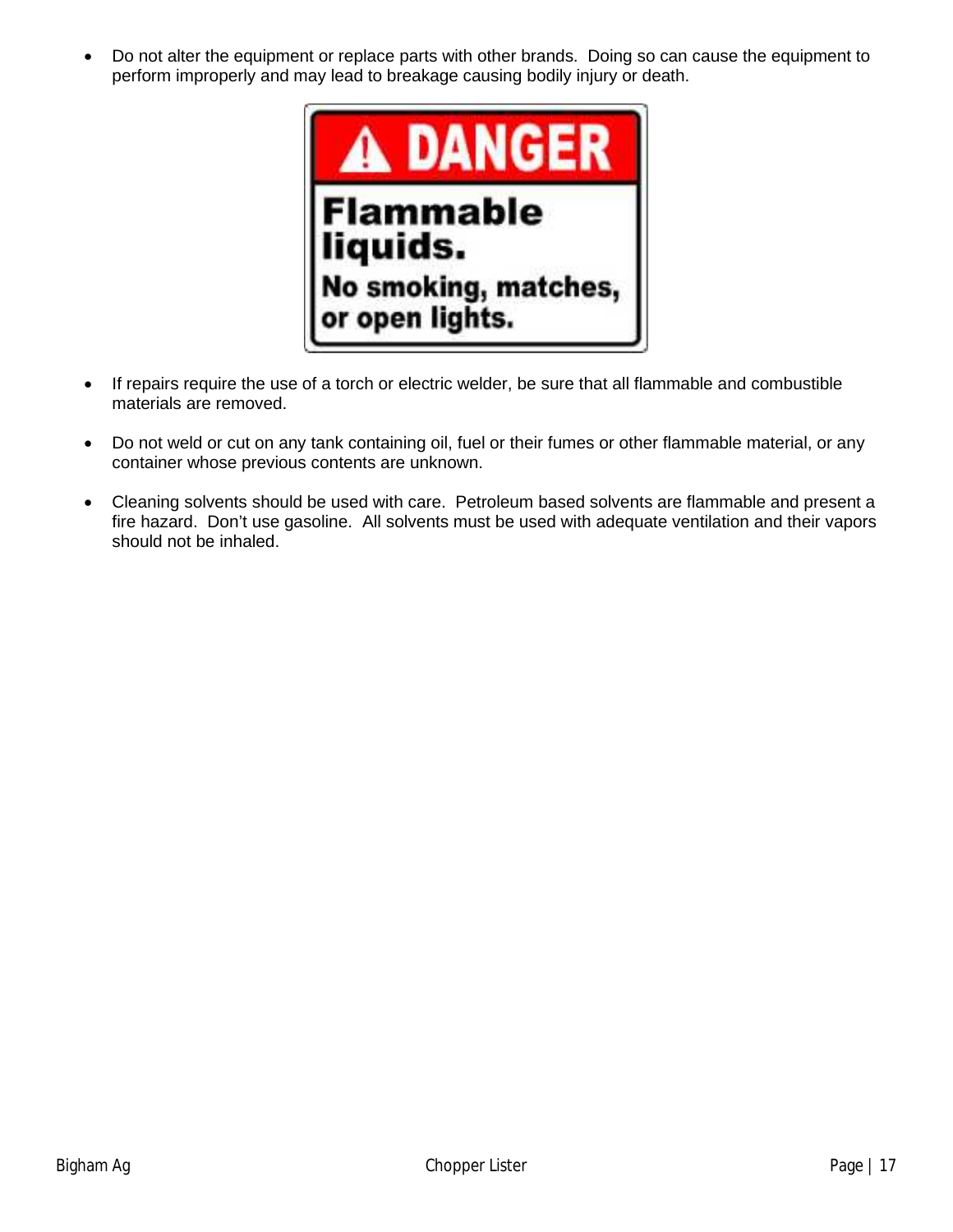- Do not alter the equipment or replace parts with other brands. Doing so can cause the equipment to perform improperly and may lead to breakage causing bodily injury or death.

**⚠ DANGER**

**Flammable liquids.**

**No smoking, matches, or open lights.**

- If repairs require the use of a torch or electric welder, be sure that all flammable and combustible materials are removed.

- Do not weld or cut on any tank containing oil, fuel or their fumes or other flammable material, or any container whose previous contents are unknown.

- Cleaning solvents should be used with care. Petroleum based solvents are flammable and present a fire hazard. Don't use gasoline. All solvents must be used with adequate ventilation and their vapors should not be inhaled.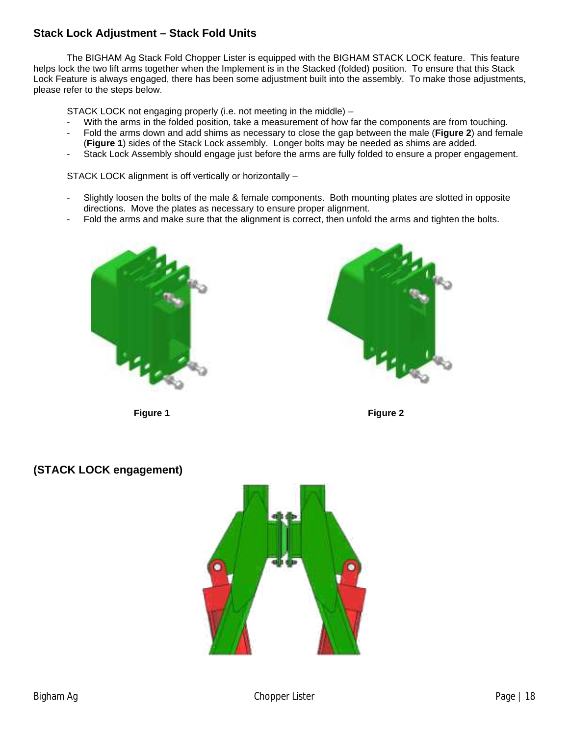## Stack Lock Adjustment – Stack Fold Units

The BIGHAM Ag Stack Fold Chopper Lister is equipped with the BIGHAM STACK LOCK feature. This feature helps lock the two lift arms together when the Implement is in the Stacked (folded) position. To ensure that this Stack Lock Feature is always engaged, there has been some adjustment built into the assembly. To make those adjustments, please refer to the steps below.

STACK LOCK not engaging properly (i.e. not meeting in the middle) –

- With the arms in the folded position, take a measurement of how far the components are from touching.
- Fold the arms down and add shims as necessary to close the gap between the male (**Figure 2**) and female (**Figure 1**) sides of the Stack Lock assembly. Longer bolts may be needed as shims are added.
- Stack Lock Assembly should engage just before the arms are fully folded to ensure a proper engagement.

STACK LOCK alignment is off vertically or horizontally –

- Slightly loosen the bolts of the male & female components. Both mounting plates are slotted in opposite directions. Move the plates as necessary to ensure proper alignment.
- Fold the arms and make sure that the alignment is correct, then unfold the arms and tighten the bolts.

**Figure 1**

**Figure 2**

### (STACK LOCK engagement)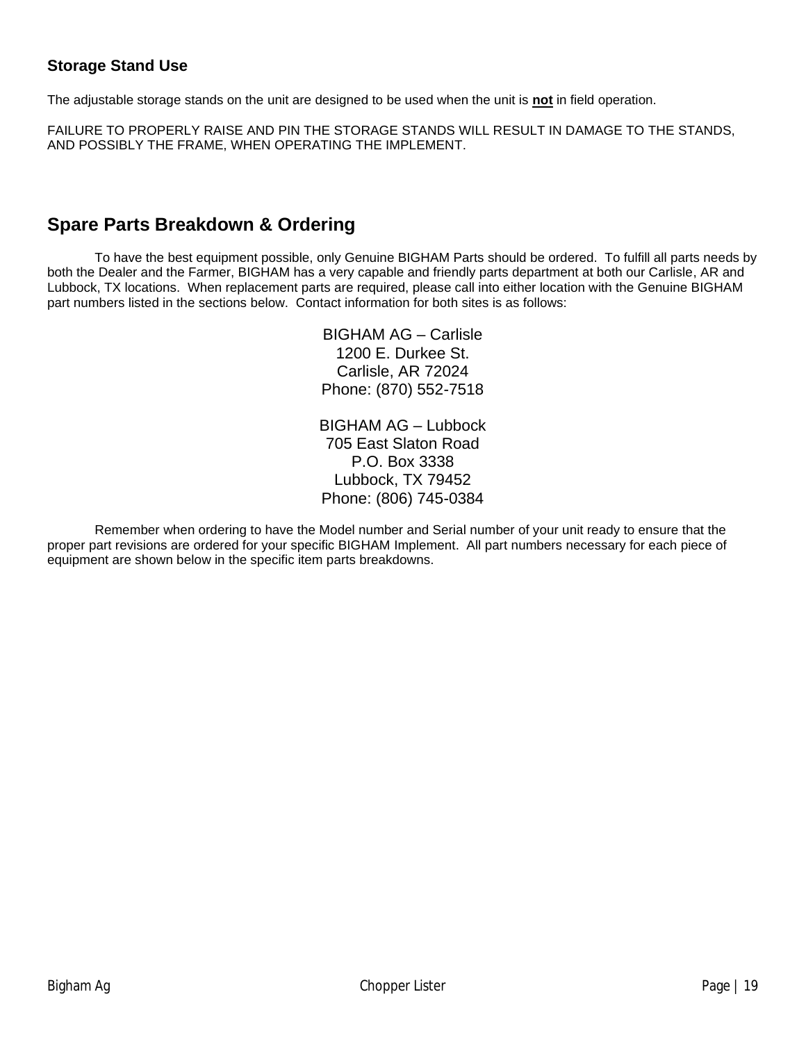### Storage Stand Use

The adjustable storage stands on the unit are designed to be used when the unit is **not** in field operation.

FAILURE TO PROPERLY RAISE AND PIN THE STORAGE STANDS WILL RESULT IN DAMAGE TO THE STANDS, AND POSSIBLY THE FRAME, WHEN OPERATING THE IMPLEMENT.

## Spare Parts Breakdown & Ordering

To have the best equipment possible, only Genuine BIGHAM Parts should be ordered. To fulfill all parts needs by both the Dealer and the Farmer, BIGHAM has a very capable and friendly parts department at both our Carlisle, AR and Lubbock, TX locations. When replacement parts are required, please call into either location with the Genuine BIGHAM part numbers listed in the sections below. Contact information for both sites is as follows:

BIGHAM AG – Carlisle
1200 E. Durkee St.
Carlisle, AR 72024
Phone: (870) 552-7518

BIGHAM AG – Lubbock
705 East Slaton Road
P.O. Box 3338
Lubbock, TX 79452
Phone: (806) 745-0384

Remember when ordering to have the Model number and Serial number of your unit ready to ensure that the proper part revisions are ordered for your specific BIGHAM Implement. All part numbers necessary for each piece of equipment are shown below in the specific item parts breakdowns.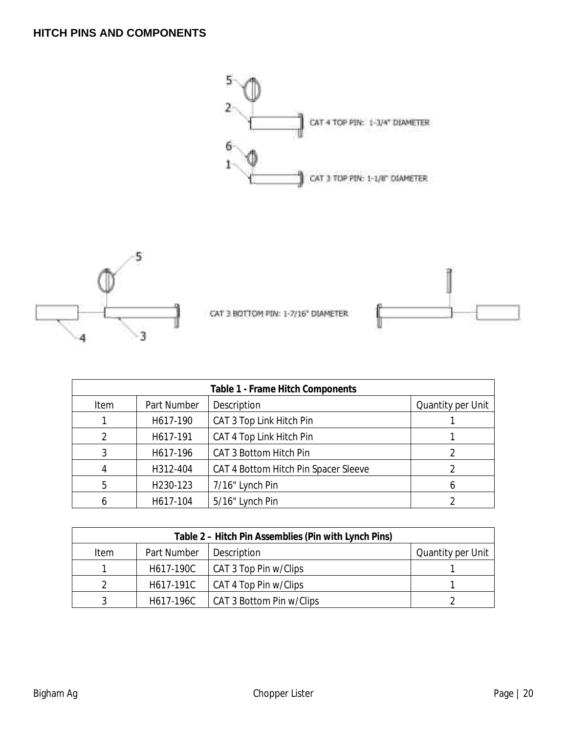## HITCH PINS AND COMPONENTS

CAT 4 TOP PIN: 1-3/4" DIAMETER

CAT 3 TOP PIN: 1-1/8" DIAMETER

CAT 3 BOTTOM PIN: 1-7/16" DIAMETER

| Table 1 - Frame Hitch Components | | | |
|---|---|---|---|
| Item | Part Number | Description | Quantity per Unit |
| 1 | H617-190 | CAT 3 Top Link Hitch Pin | 1 |
| 2 | H617-191 | CAT 4 Top Link Hitch Pin | 1 |
| 3 | H617-196 | CAT 3 Bottom Hitch Pin | 2 |
| 4 | H312-404 | CAT 4 Bottom Hitch Pin Spacer Sleeve | 2 |
| 5 | H230-123 | 7/16" Lynch Pin | 6 |
| 6 | H617-104 | 5/16" Lynch Pin | 2 |

| Table 2 – Hitch Pin Assemblies (Pin with Lynch Pins) | | | |
|---|---|---|---|
| Item | Part Number | Description | Quantity per Unit |
| 1 | H617-190C | CAT 3 Top Pin w/Clips | 1 |
| 2 | H617-191C | CAT 4 Top Pin w/Clips | 1 |
| 3 | H617-196C | CAT 3 Bottom Pin w/Clips | 2 |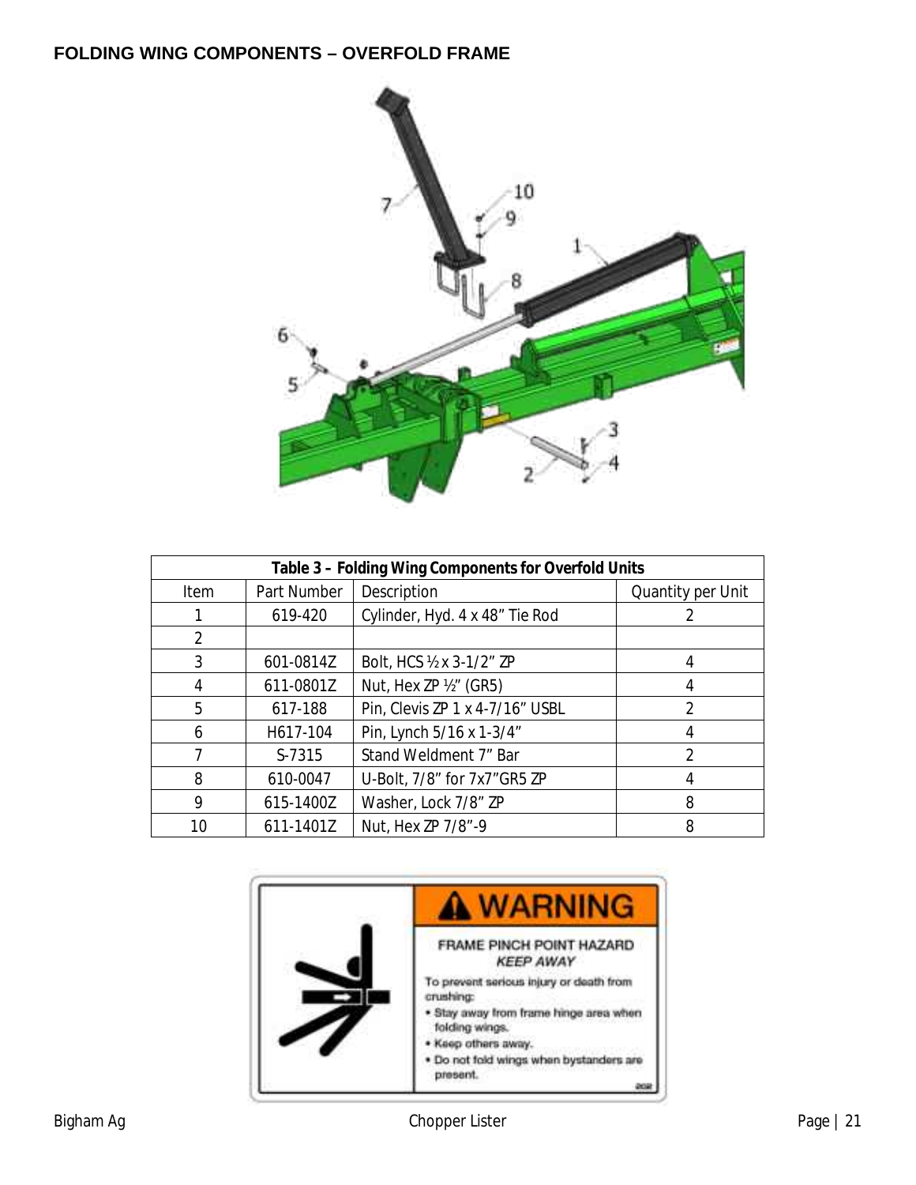## FOLDING WING COMPONENTS – OVERFOLD FRAME

| Table 3 – Folding Wing Components for Overfold Units | | | |
|---|---|---|---|
| Item | Part Number | Description | Quantity per Unit |
| 1 | 619-420 | Cylinder, Hyd. 4 x 48" Tie Rod | 2 |
| 2 | | | |
| 3 | 601-0814Z | Bolt, HCS ½ x 3-1/2" ZP | 4 |
| 4 | 611-0801Z | Nut, Hex ZP ½" (GR5) | 4 |
| 5 | 617-188 | Pin, Clevis ZP 1 x 4-7/16" USBL | 2 |
| 6 | H617-104 | Pin, Lynch 5/16 x 1-3/4" | 4 |
| 7 | S-7315 | Stand Weldment 7" Bar | 2 |
| 8 | 610-0047 | U-Bolt, 7/8" for 7x7"GR5 ZP | 4 |
| 9 | 615-1400Z | Washer, Lock 7/8" ZP | 8 |
| 10 | 611-1401Z | Nut, Hex ZP 7/8"-9 | 8 |

**WARNING**

FRAME PINCH POINT HAZARD
*KEEP AWAY*

To prevent serious injury or death from crushing:

- Stay away from frame hinge area when folding wings.
- Keep others away.
- Do not fold wings when bystanders are present.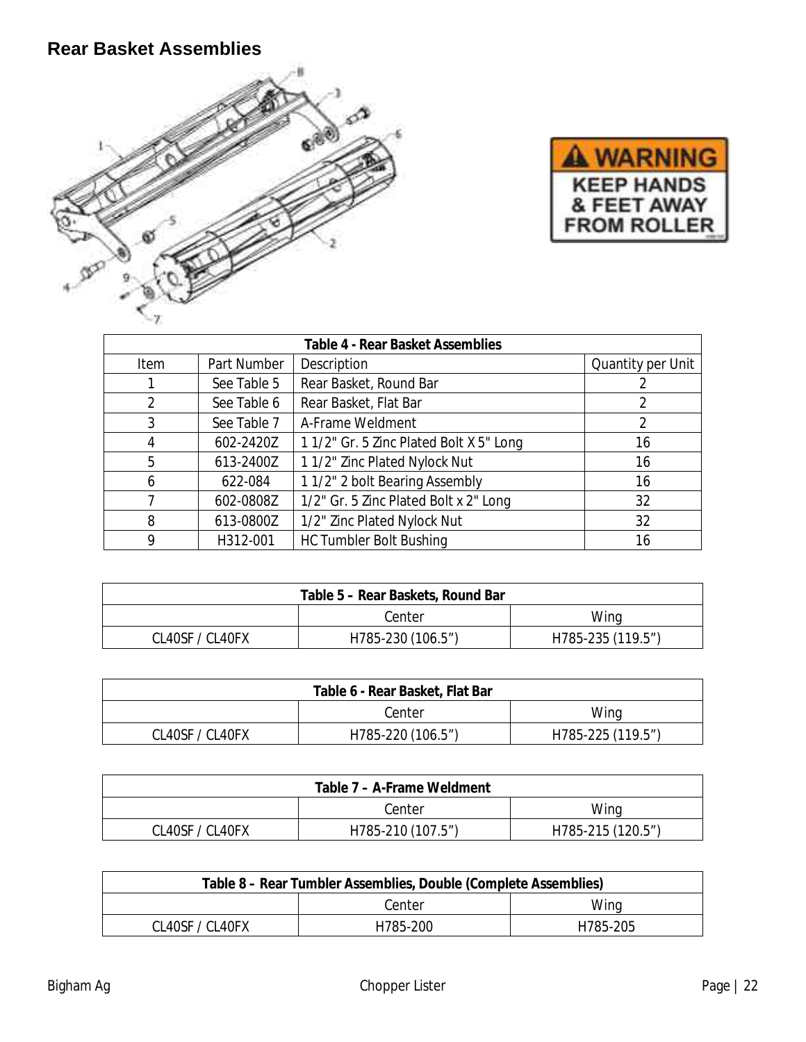## Rear Basket Assemblies

WARNING
KEEP HANDS & FEET AWAY FROM ROLLER

| Table 4 - Rear Basket Assemblies | | | |
|---|---|---|---|
| Item | Part Number | Description | Quantity per Unit |
| 1 | See Table 5 | Rear Basket, Round Bar | 2 |
| 2 | See Table 6 | Rear Basket, Flat Bar | 2 |
| 3 | See Table 7 | A-Frame Weldment | 2 |
| 4 | 602-2420Z | 1 1/2" Gr. 5 Zinc Plated Bolt X 5" Long | 16 |
| 5 | 613-2400Z | 1 1/2" Zinc Plated Nylock Nut | 16 |
| 6 | 622-084 | 1 1/2" 2 bolt Bearing Assembly | 16 |
| 7 | 602-0808Z | 1/2" Gr. 5 Zinc Plated Bolt x 2" Long | 32 |
| 8 | 613-0800Z | 1/2" Zinc Plated Nylock Nut | 32 |
| 9 | H312-001 | HC Tumbler Bolt Bushing | 16 |

| Table 5 – Rear Baskets, Round Bar | | |
|---|---|---|
| | Center | Wing |
| CL40SF / CL40FX | H785-230 (106.5”) | H785-235 (119.5”) |

| Table 6 - Rear Basket, Flat Bar | | |
|---|---|---|
| | Center | Wing |
| CL40SF / CL40FX | H785-220 (106.5”) | H785-225 (119.5”) |

| Table 7 – A-Frame Weldment | | |
|---|---|---|
| | Center | Wing |
| CL40SF / CL40FX | H785-210 (107.5”) | H785-215 (120.5”) |

| Table 8 – Rear Tumbler Assemblies, Double (Complete Assemblies) | | |
|---|---|---|
| | Center | Wing |
| CL40SF / CL40FX | H785-200 | H785-205 |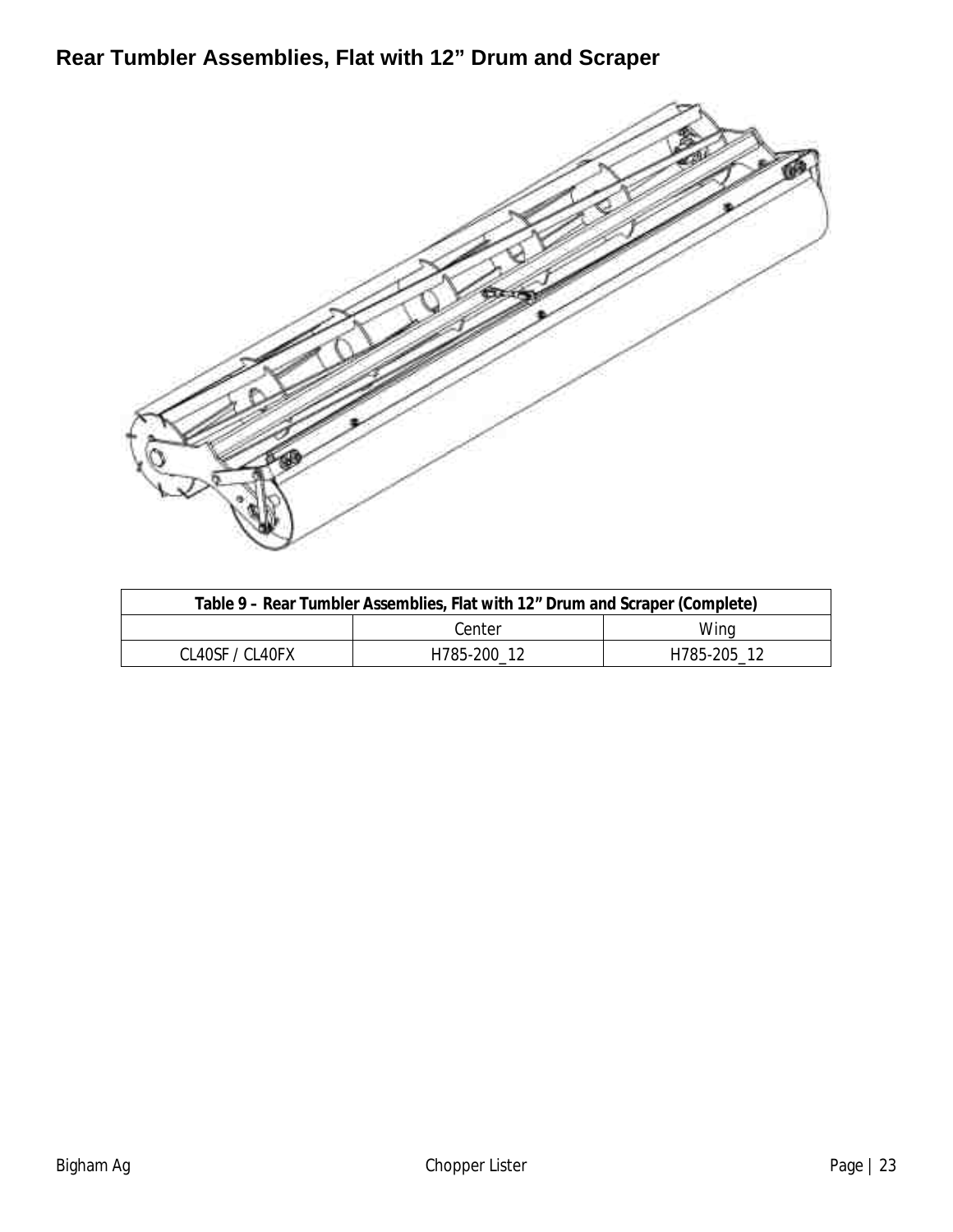## Rear Tumbler Assemblies, Flat with 12" Drum and Scraper

| Table 9 – Rear Tumbler Assemblies, Flat with 12" Drum and Scraper (Complete) | | |
|---|---|---|
| | Center | Wing |
| CL40SF / CL40FX | H785-200_12 | H785-205_12 |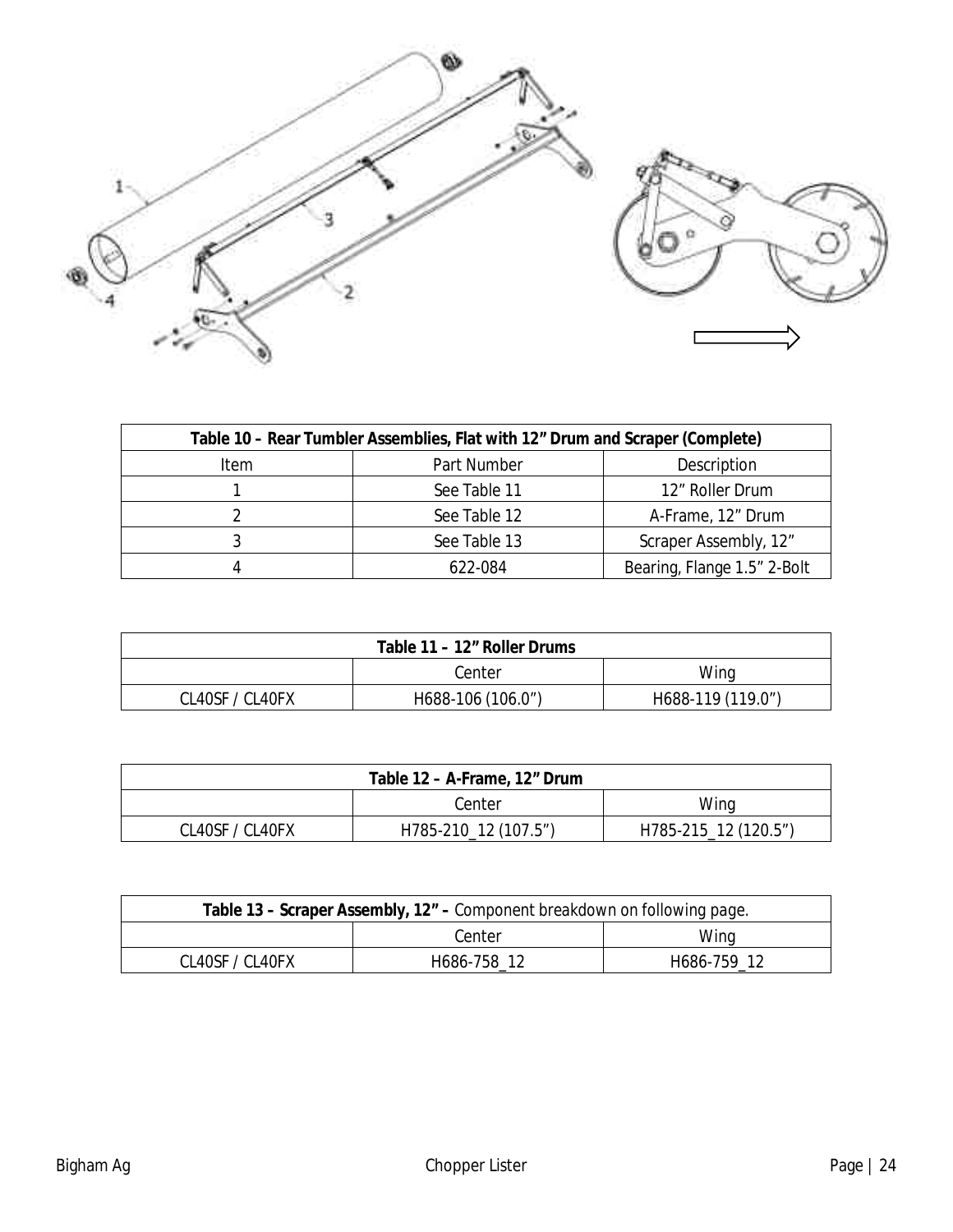| Table 10 – Rear Tumbler Assemblies, Flat with 12" Drum and Scraper (Complete) | | |
|---|---|---|
| Item | Part Number | Description |
| 1 | See Table 11 | 12" Roller Drum |
| 2 | See Table 12 | A-Frame, 12" Drum |
| 3 | See Table 13 | Scraper Assembly, 12" |
| 4 | 622-084 | Bearing, Flange 1.5" 2-Bolt |

| Table 11 – 12" Roller Drums | | |
|---|---|---|
| | Center | Wing |
| CL40SF / CL40FX | H688-106 (106.0") | H688-119 (119.0") |

| Table 12 – A-Frame, 12" Drum | | |
|---|---|---|
| | Center | Wing |
| CL40SF / CL40FX | H785-210_12 (107.5") | H785-215_12 (120.5") |

| Table 13 – Scraper Assembly, 12" – Component breakdown on following page. | | |
|---|---|---|
| | Center | Wing |
| CL40SF / CL40FX | H686-758_12 | H686-759_12 |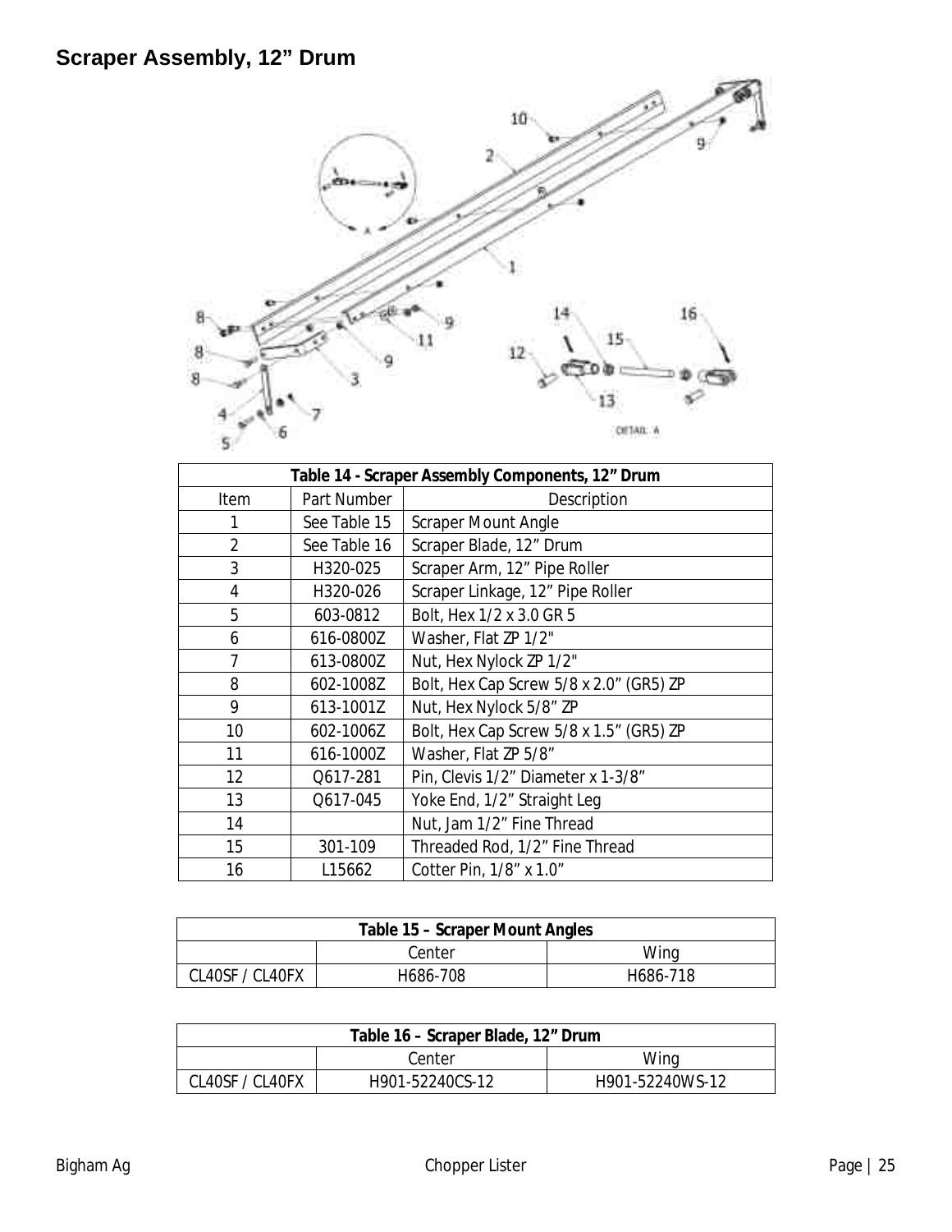# Scraper Assembly, 12" Drum

| Table 14 - Scraper Assembly Components, 12" Drum | | |
|---|---|---|
| Item | Part Number | Description |
| 1 | See Table 15 | Scraper Mount Angle |
| 2 | See Table 16 | Scraper Blade, 12" Drum |
| 3 | H320-025 | Scraper Arm, 12" Pipe Roller |
| 4 | H320-026 | Scraper Linkage, 12" Pipe Roller |
| 5 | 603-0812 | Bolt, Hex 1/2 x 3.0 GR 5 |
| 6 | 616-0800Z | Washer, Flat ZP 1/2" |
| 7 | 613-0800Z | Nut, Hex Nylock ZP 1/2" |
| 8 | 602-1008Z | Bolt, Hex Cap Screw 5/8 x 2.0" (GR5) ZP |
| 9 | 613-1001Z | Nut, Hex Nylock 5/8" ZP |
| 10 | 602-1006Z | Bolt, Hex Cap Screw 5/8 x 1.5" (GR5) ZP |
| 11 | 616-1000Z | Washer, Flat ZP 5/8" |
| 12 | Q617-281 | Pin, Clevis 1/2" Diameter x 1-3/8" |
| 13 | Q617-045 | Yoke End, 1/2" Straight Leg |
| 14 | | Nut, Jam 1/2" Fine Thread |
| 15 | 301-109 | Threaded Rod, 1/2" Fine Thread |
| 16 | L15662 | Cotter Pin, 1/8" x 1.0" |

| Table 15 – Scraper Mount Angles | | |
|---|---|---|
| | Center | Wing |
| CL40SF / CL40FX | H686-708 | H686-718 |

| Table 16 – Scraper Blade, 12" Drum | | |
|---|---|---|
| | Center | Wing |
| CL40SF / CL40FX | H901-52240CS-12 | H901-52240WS-12 |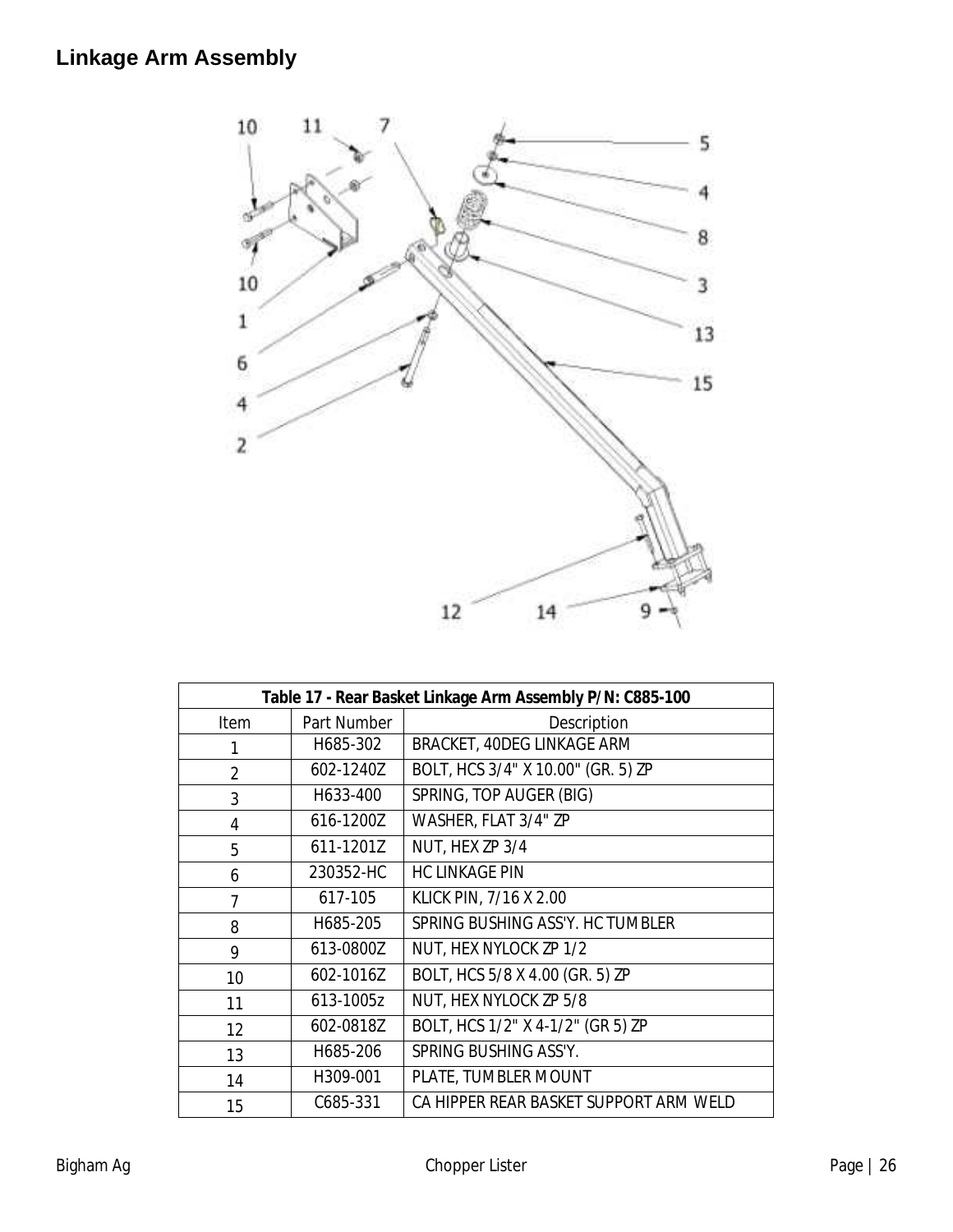## Linkage Arm Assembly

| Table 17 - Rear Basket Linkage Arm Assembly P/N: C885-100 | | |
|---|---|---|
| Item | Part Number | Description |
| 1 | H685-302 | BRACKET, 40DEG LINKAGE ARM |
| 2 | 602-1240Z | BOLT, HCS 3/4" X 10.00" (GR. 5) ZP |
| 3 | H633-400 | SPRING, TOP AUGER (BIG) |
| 4 | 616-1200Z | WASHER, FLAT 3/4" ZP |
| 5 | 611-1201Z | NUT, HEX ZP 3/4 |
| 6 | 230352-HC | HC LINKAGE PIN |
| 7 | 617-105 | KLICK PIN, 7/16 X 2.00 |
| 8 | H685-205 | SPRING BUSHING ASS'Y. HC TUMBLER |
| 9 | 613-0800Z | NUT, HEX NYLOCK ZP 1/2 |
| 10 | 602-1016Z | BOLT, HCS 5/8 X 4.00 (GR. 5) ZP |
| 11 | 613-1005z | NUT, HEX NYLOCK ZP 5/8 |
| 12 | 602-0818Z | BOLT, HCS 1/2" X 4-1/2" (GR 5) ZP |
| 13 | H685-206 | SPRING BUSHING ASS'Y. |
| 14 | H309-001 | PLATE, TUMBLER MOUNT |
| 15 | C685-331 | CA HIPPER REAR BASKET SUPPORT ARM WELD |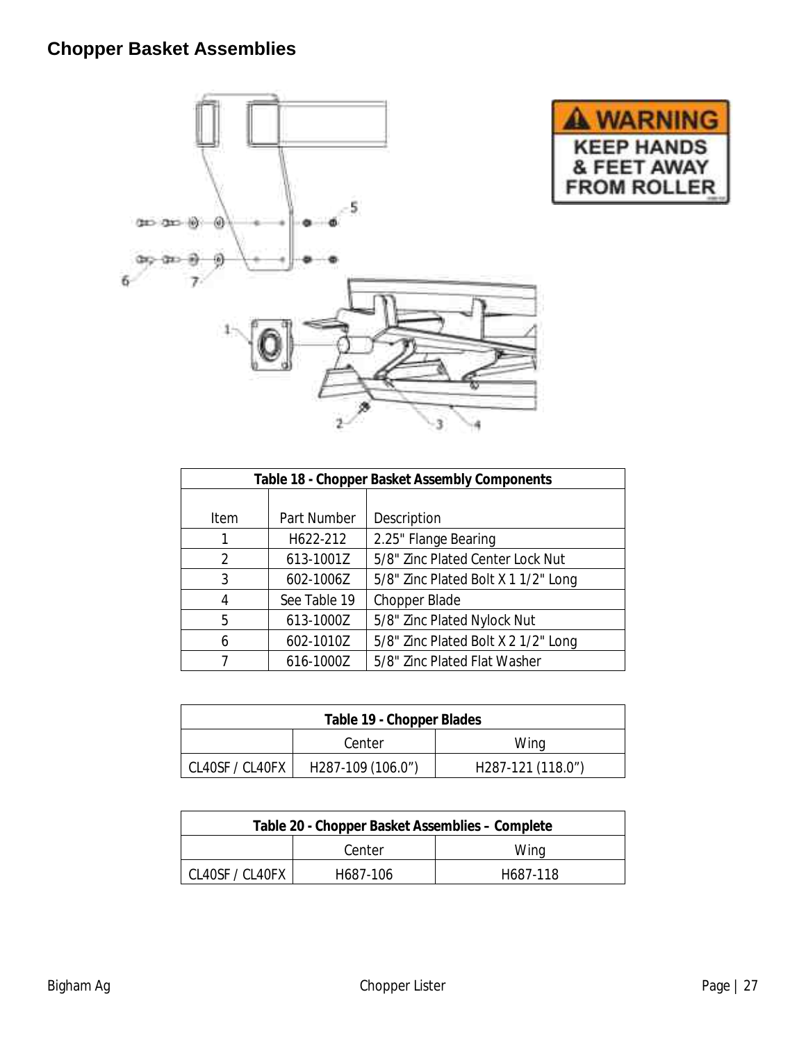## Chopper Basket Assemblies

| Table 18 - Chopper Basket Assembly Components | | |
|---|---|---|
| Item | Part Number | Description |
| 1 | H622-212 | 2.25" Flange Bearing |
| 2 | 613-1001Z | 5/8" Zinc Plated Center Lock Nut |
| 3 | 602-1006Z | 5/8" Zinc Plated Bolt X 1 1/2" Long |
| 4 | See Table 19 | Chopper Blade |
| 5 | 613-1000Z | 5/8" Zinc Plated Nylock Nut |
| 6 | 602-1010Z | 5/8" Zinc Plated Bolt X 2 1/2" Long |
| 7 | 616-1000Z | 5/8" Zinc Plated Flat Washer |

| Table 19 - Chopper Blades | | |
|---|---|---|
| | Center | Wing |
| CL40SF / CL40FX | H287-109 (106.0") | H287-121 (118.0") |

| Table 20 - Chopper Basket Assemblies – Complete | | |
|---|---|---|
| | Center | Wing |
| CL40SF / CL40FX | H687-106 | H687-118 |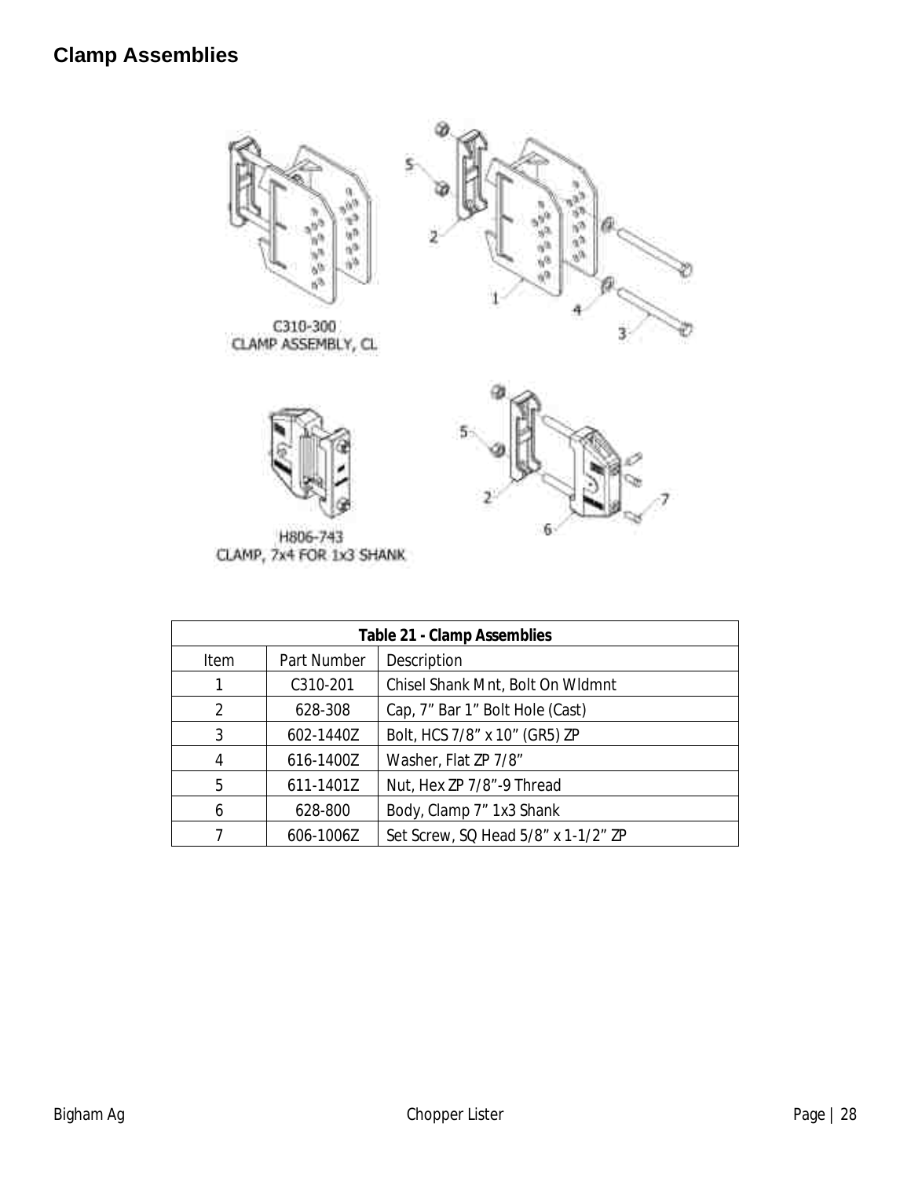# Clamp Assemblies

C310-300
CLAMP ASSEMBLY, CL

H806-743
CLAMP, 7x4 FOR 1x3 SHANK

| Table 21 - Clamp Assemblies | | |
|---|---|---|
| Item | Part Number | Description |
| 1 | C310-201 | Chisel Shank Mnt, Bolt On Wldmnt |
| 2 | 628-308 | Cap, 7" Bar 1" Bolt Hole (Cast) |
| 3 | 602-1440Z | Bolt, HCS 7/8" x 10" (GR5) ZP |
| 4 | 616-1400Z | Washer, Flat ZP 7/8" |
| 5 | 611-1401Z | Nut, Hex ZP 7/8"-9 Thread |
| 6 | 628-800 | Body, Clamp 7" 1x3 Shank |
| 7 | 606-1006Z | Set Screw, SQ Head 5/8" x 1-1/2" ZP |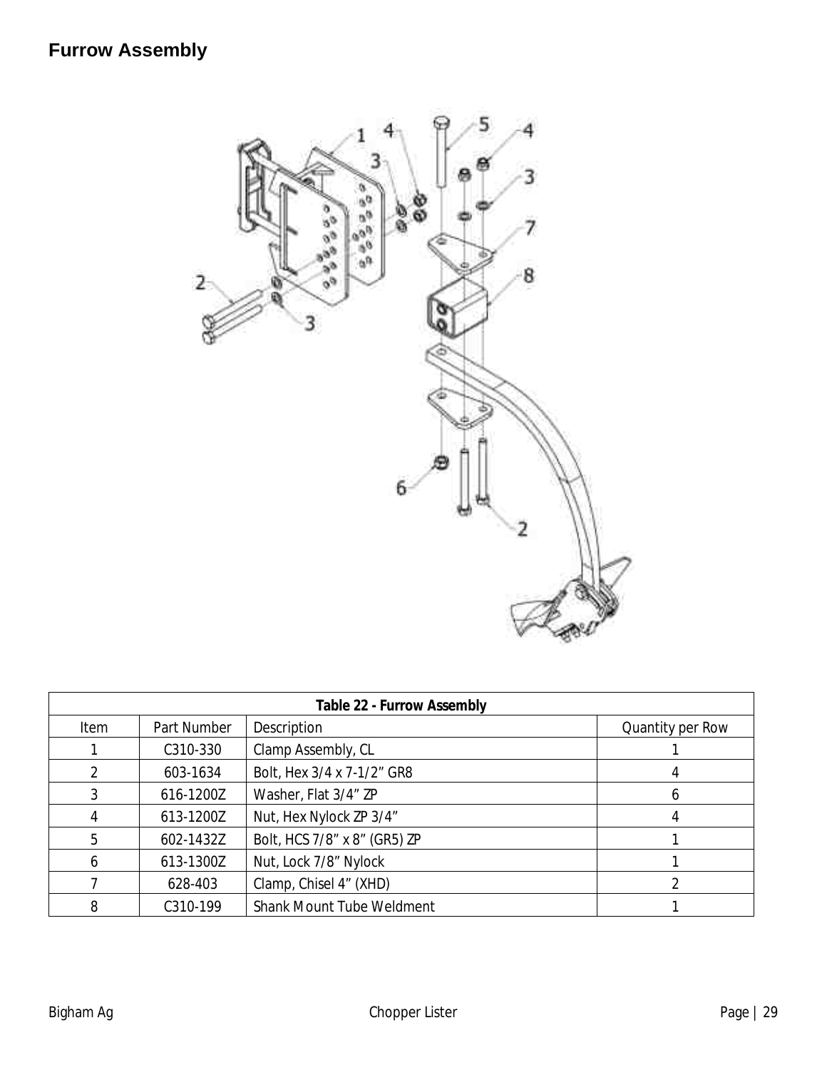## Furrow Assembly

| Table 22 - Furrow Assembly | | | |
|---|---|---|---|
| Item | Part Number | Description | Quantity per Row |
| 1 | C310-330 | Clamp Assembly, CL | 1 |
| 2 | 603-1634 | Bolt, Hex 3/4 x 7-1/2” GR8 | 4 |
| 3 | 616-1200Z | Washer, Flat 3/4” ZP | 6 |
| 4 | 613-1200Z | Nut, Hex Nylock ZP 3/4” | 4 |
| 5 | 602-1432Z | Bolt, HCS 7/8” x 8” (GR5) ZP | 1 |
| 6 | 613-1300Z | Nut, Lock 7/8” Nylock | 1 |
| 7 | 628-403 | Clamp, Chisel 4” (XHD) | 2 |
| 8 | C310-199 | Shank Mount Tube Weldment | 1 |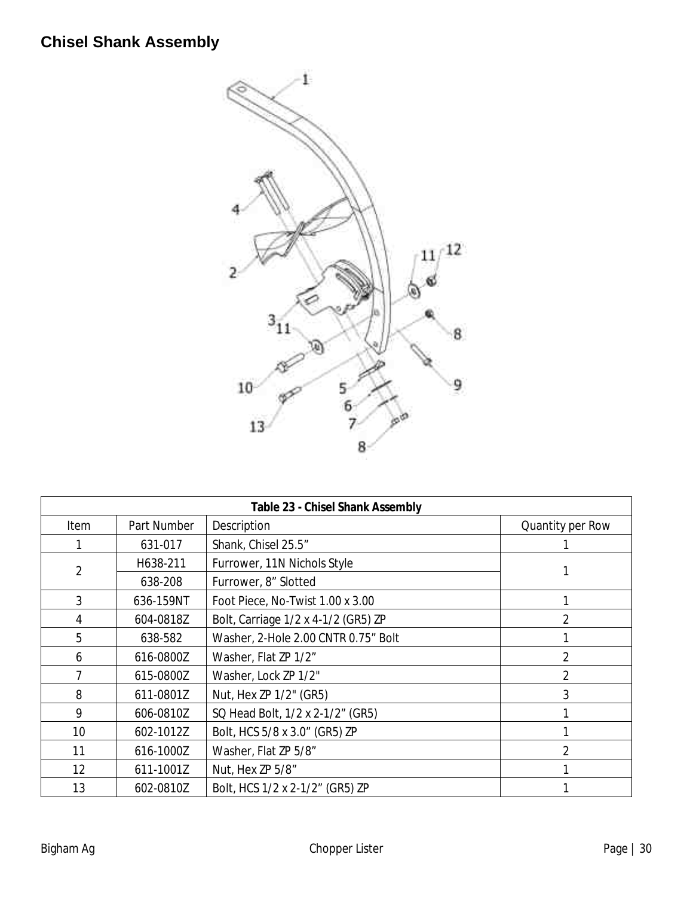## Chisel Shank Assembly

| Table 23 - Chisel Shank Assembly | | | |
|---|---|---|---|
| Item | Part Number | Description | Quantity per Row |
| 1 | 631-017 | Shank, Chisel 25.5" | 1 |
| 2 | H638-211 | Furrower, 11N Nichols Style | 1 |
| | 638-208 | Furrower, 8" Slotted | |
| 3 | 636-159NT | Foot Piece, No-Twist 1.00 x 3.00 | 1 |
| 4 | 604-0818Z | Bolt, Carriage 1/2 x 4-1/2 (GR5) ZP | 2 |
| 5 | 638-582 | Washer, 2-Hole 2.00 CNTR 0.75" Bolt | 1 |
| 6 | 616-0800Z | Washer, Flat ZP 1/2" | 2 |
| 7 | 615-0800Z | Washer, Lock ZP 1/2" | 2 |
| 8 | 611-0801Z | Nut, Hex ZP 1/2" (GR5) | 3 |
| 9 | 606-0810Z | SQ Head Bolt, 1/2 x 2-1/2" (GR5) | 1 |
| 10 | 602-1012Z | Bolt, HCS 5/8 x 3.0" (GR5) ZP | 1 |
| 11 | 616-1000Z | Washer, Flat ZP 5/8" | 2 |
| 12 | 611-1001Z | Nut, Hex ZP 5/8" | 1 |
| 13 | 602-0810Z | Bolt, HCS 1/2 x 2-1/2" (GR5) ZP | 1 |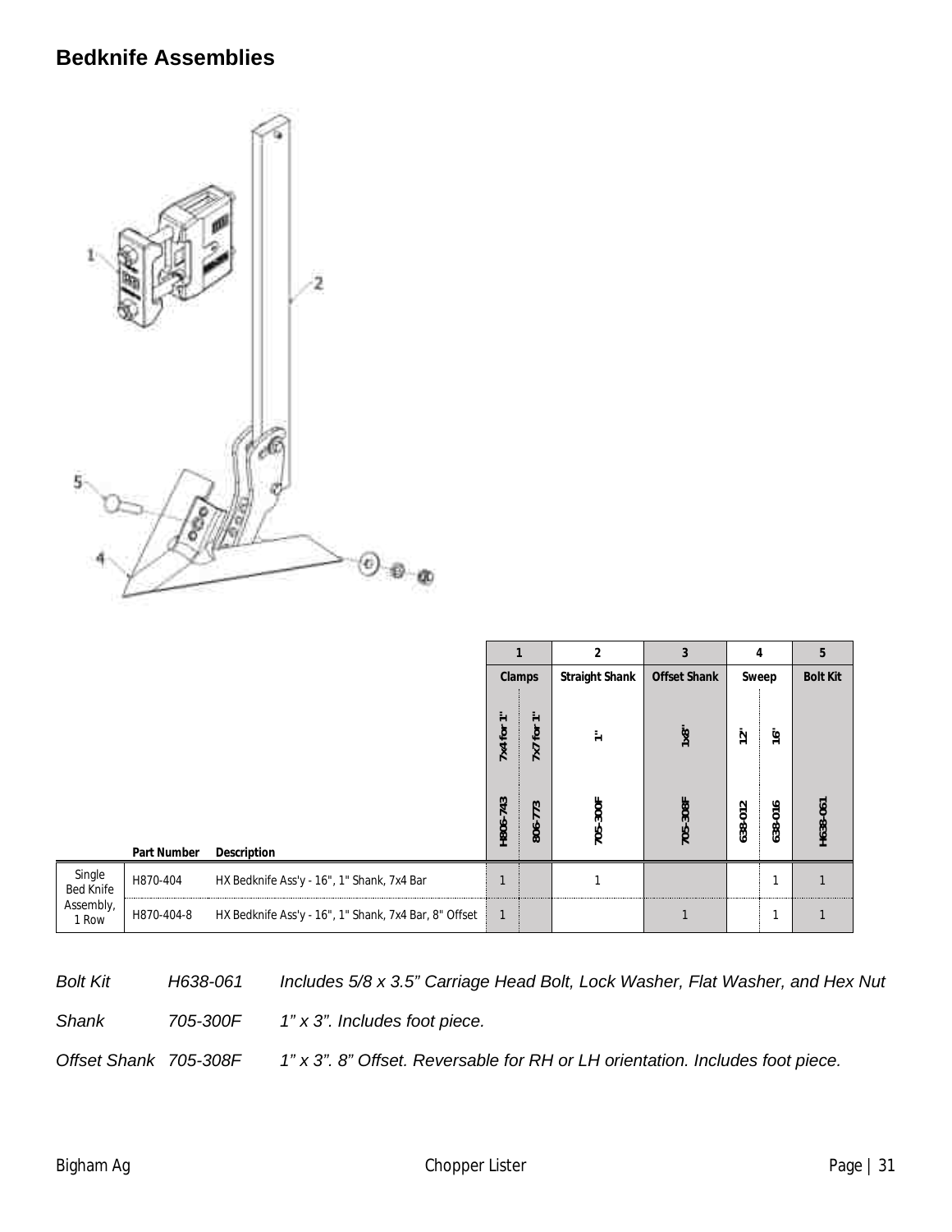## Bedknife Assemblies

| | | | 1 | | 2 | 3 | 4 | | 5 |
|---|---|---|---|---|---|---|---|---|---|
| | | | Clamps | | Straight Shank | Offset Shank | Sweep | | Bolt Kit |
| | | | 7x4 for 1" | 7x7 for 1" | 1" | 1x8" | 12" | 16" | |
| | Part Number | Description | H806-743 | 806-773 | 705-300F | 705-308F | 638-012 | 638-016 | H638-061 |
| Single Bed Knife Assembly, 1 Row | H870-404 | HX Bedknife Ass'y - 16", 1" Shank, 7x4 Bar | 1 | | 1 | | | 1 | 1 |
| | H870-404-8 | HX Bedknife Ass'y - 16", 1" Shank, 7x4 Bar, 8" Offset | 1 | | | 1 | | 1 | 1 |

*Bolt Kit* *H638-061* *Includes 5/8 x 3.5" Carriage Head Bolt, Lock Washer, Flat Washer, and Hex Nut*

*Shank* *705-300F* *1" x 3". Includes foot piece.*

*Offset Shank* *705-308F* *1" x 3". 8" Offset. Reversable for RH or LH orientation. Includes foot piece.*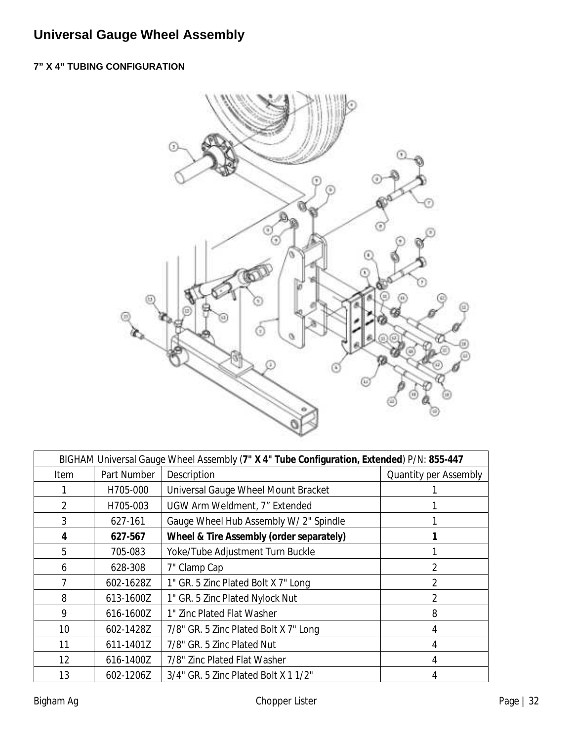# Universal Gauge Wheel Assembly

### 7" X 4" TUBING CONFIGURATION

| BIGHAM Universal Gauge Wheel Assembly (**7" X 4" Tube Configuration, Extended**) P/N: **855-447** | | | |
|---|---|---|---|
| Item | Part Number | Description | Quantity per Assembly |
| 1 | H705-000 | Universal Gauge Wheel Mount Bracket | 1 |
| 2 | H705-003 | UGW Arm Weldment, 7" Extended | 1 |
| 3 | 627-161 | Gauge Wheel Hub Assembly W/ 2" Spindle | 1 |
| **4** | **627-567** | **Wheel & Tire Assembly (order separately)** | **1** |
| 5 | 705-083 | Yoke/Tube Adjustment Turn Buckle | 1 |
| 6 | 628-308 | 7" Clamp Cap | 2 |
| 7 | 602-1628Z | 1" GR. 5 Zinc Plated Bolt X 7" Long | 2 |
| 8 | 613-1600Z | 1" GR. 5 Zinc Plated Nylock Nut | 2 |
| 9 | 616-1600Z | 1" Zinc Plated Flat Washer | 8 |
| 10 | 602-1428Z | 7/8" GR. 5 Zinc Plated Bolt X 7" Long | 4 |
| 11 | 611-1401Z | 7/8" GR. 5 Zinc Plated Nut | 4 |
| 12 | 616-1400Z | 7/8" Zinc Plated Flat Washer | 4 |
| 13 | 602-1206Z | 3/4" GR. 5 Zinc Plated Bolt X 1 1/2" | 4 |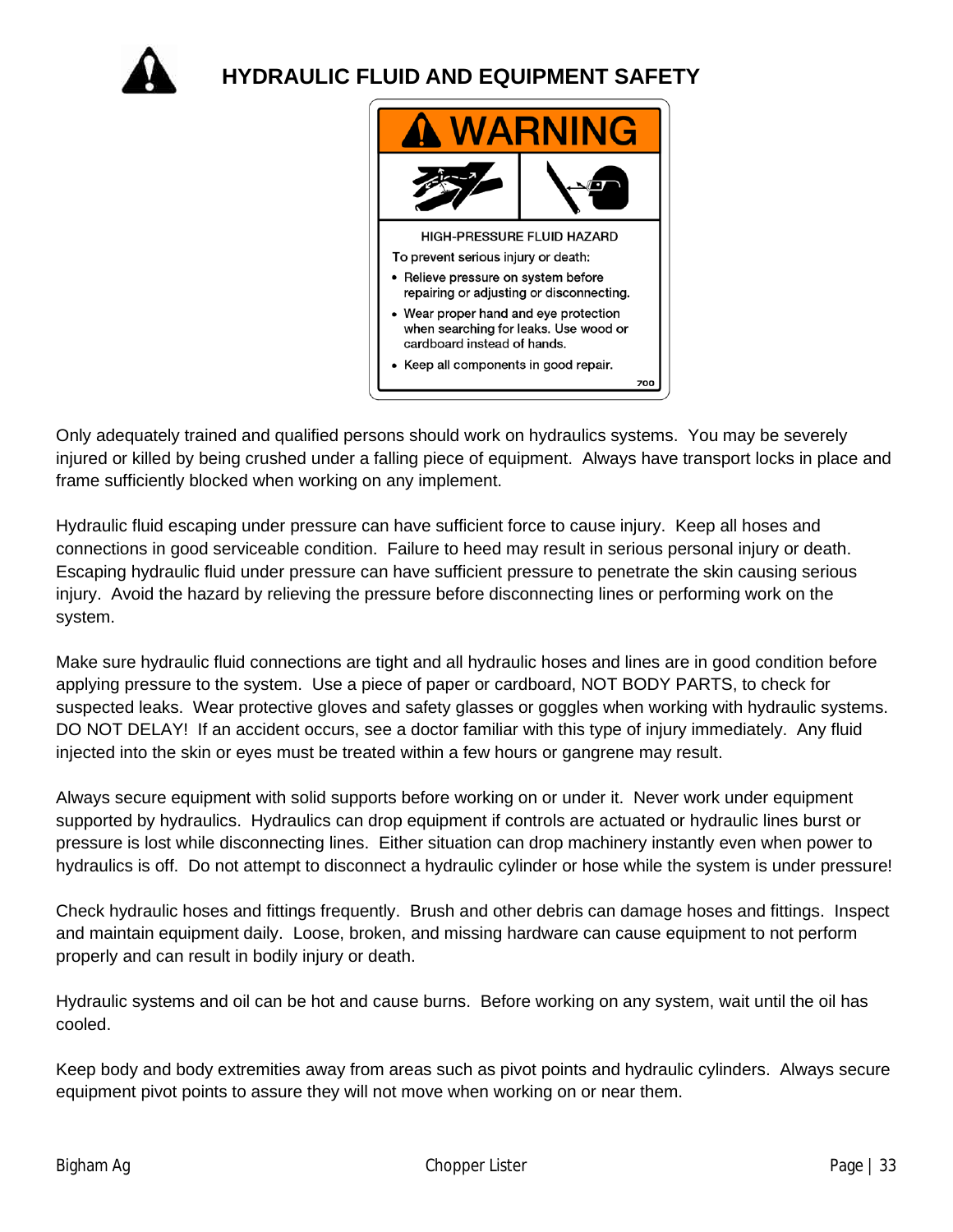# HYDRAULIC FLUID AND EQUIPMENT SAFETY

**WARNING**

HIGH-PRESSURE FLUID HAZARD

To prevent serious injury or death:

- Relieve pressure on system before repairing or adjusting or disconnecting.
- Wear proper hand and eye protection when searching for leaks. Use wood or cardboard instead of hands.
- Keep all components in good repair.

700

Only adequately trained and qualified persons should work on hydraulics systems. You may be severely injured or killed by being crushed under a falling piece of equipment. Always have transport locks in place and frame sufficiently blocked when working on any implement.

Hydraulic fluid escaping under pressure can have sufficient force to cause injury. Keep all hoses and connections in good serviceable condition. Failure to heed may result in serious personal injury or death. Escaping hydraulic fluid under pressure can have sufficient pressure to penetrate the skin causing serious injury. Avoid the hazard by relieving the pressure before disconnecting lines or performing work on the system.

Make sure hydraulic fluid connections are tight and all hydraulic hoses and lines are in good condition before applying pressure to the system. Use a piece of paper or cardboard, NOT BODY PARTS, to check for suspected leaks. Wear protective gloves and safety glasses or goggles when working with hydraulic systems. DO NOT DELAY! If an accident occurs, see a doctor familiar with this type of injury immediately. Any fluid injected into the skin or eyes must be treated within a few hours or gangrene may result.

Always secure equipment with solid supports before working on or under it. Never work under equipment supported by hydraulics. Hydraulics can drop equipment if controls are actuated or hydraulic lines burst or pressure is lost while disconnecting lines. Either situation can drop machinery instantly even when power to hydraulics is off. Do not attempt to disconnect a hydraulic cylinder or hose while the system is under pressure!

Check hydraulic hoses and fittings frequently. Brush and other debris can damage hoses and fittings. Inspect and maintain equipment daily. Loose, broken, and missing hardware can cause equipment to not perform properly and can result in bodily injury or death.

Hydraulic systems and oil can be hot and cause burns. Before working on any system, wait until the oil has cooled.

Keep body and body extremities away from areas such as pivot points and hydraulic cylinders. Always secure equipment pivot points to assure they will not move when working on or near them.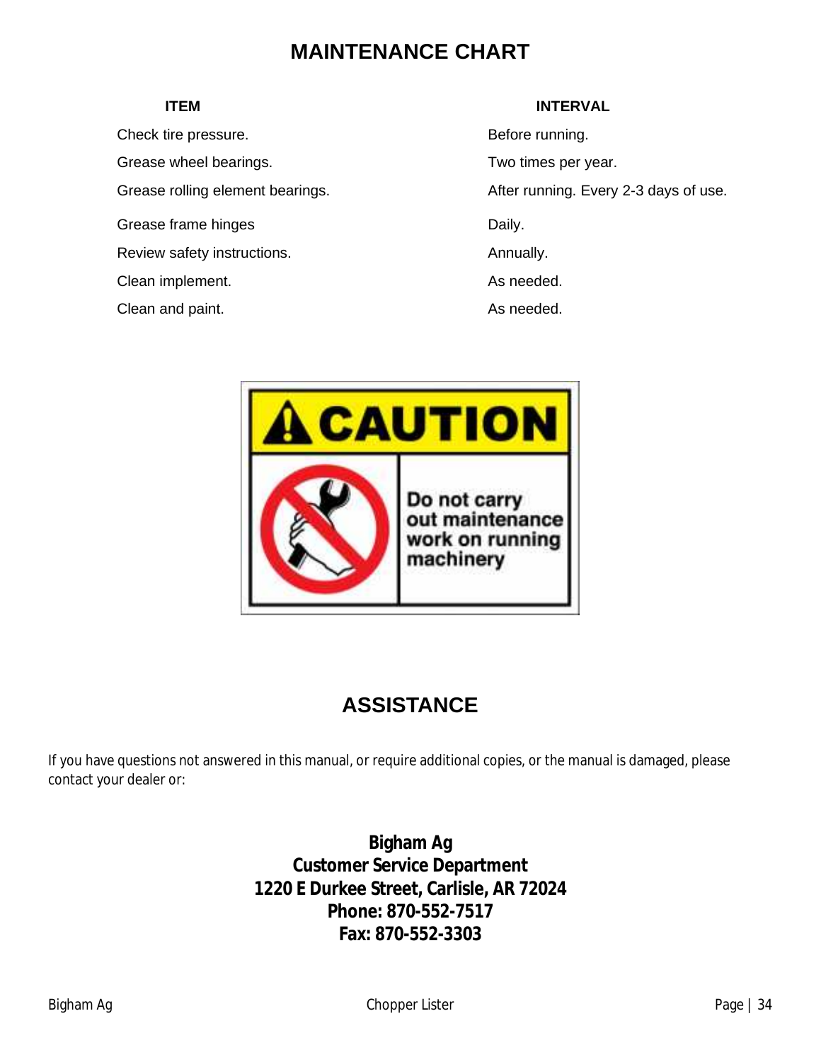# MAINTENANCE CHART

| ITEM | INTERVAL |
|---|---|
| Check tire pressure. | Before running. |
| Grease wheel bearings. | Two times per year. |
| Grease rolling element bearings. | After running. Every 2-3 days of use. |
| Grease frame hinges | Daily. |
| Review safety instructions. | Annually. |
| Clean implement. | As needed. |
| Clean and paint. | As needed. |

CAUTION

Do not carry out maintenance work on running machinery

# ASSISTANCE

If you have questions not answered in this manual, or require additional copies, or the manual is damaged, please contact your dealer or:

**Bigham Ag**
**Customer Service Department**
**1220 E Durkee Street, Carlisle, AR 72024**
**Phone: 870-552-7517**
**Fax: 870-552-3303**